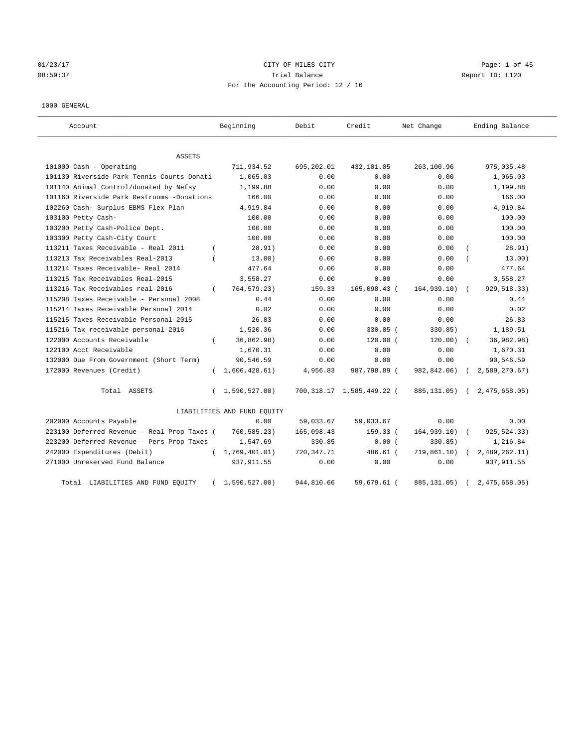01/23/17 CITY OF MILES CITY
08:59:37 Trial Balance Report ID: L120
For the Accounting Period: 12 / 16

1000 GENERAL

| Account | Beginning | Debit | Credit | Net Change | Ending Balance |
|---|---|---|---|---|---|
| **ASSETS** | | | | | |
| 101000 Cash - Operating | 711,934.52 | 695,202.01 | 432,101.05 | 263,100.96 | 975,035.48 |
| 101130 Riverside Park Tennis Courts Donati | 1,065.03 | 0.00 | 0.00 | 0.00 | 1,065.03 |
| 101140 Animal Control/donated by Nefsy | 1,199.88 | 0.00 | 0.00 | 0.00 | 1,199.88 |
| 101160 Riverside Park Restrooms -Donations | 166.00 | 0.00 | 0.00 | 0.00 | 166.00 |
| 102260 Cash- Surplus EBMS Flex Plan | 4,919.84 | 0.00 | 0.00 | 0.00 | 4,919.84 |
| 103100 Petty Cash- | 100.00 | 0.00 | 0.00 | 0.00 | 100.00 |
| 103200 Petty Cash-Police Dept. | 100.00 | 0.00 | 0.00 | 0.00 | 100.00 |
| 103300 Petty Cash-City Court | 100.00 | 0.00 | 0.00 | 0.00 | 100.00 |
| 113211 Taxes Receivable - Real 2011 | ( 28.91) | 0.00 | 0.00 | 0.00 | ( 28.91) |
| 113213 Tax Receivables Real-2013 | ( 13.00) | 0.00 | 0.00 | 0.00 | ( 13.00) |
| 113214 Taxes Receivable- Real 2014 | 477.64 | 0.00 | 0.00 | 0.00 | 477.64 |
| 113215 Tax Receivables Real-2015 | 3,558.27 | 0.00 | 0.00 | 0.00 | 3,558.27 |
| 113216 Tax Receivables real-2016 | ( 764,579.23) | 159.33 | 165,098.43 | ( 164,939.10) | ( 929,518.33) |
| 115208 Taxes Receivable - Personal 2008 | 0.44 | 0.00 | 0.00 | 0.00 | 0.44 |
| 115214 Taxes Receivable Personal 2014 | 0.02 | 0.00 | 0.00 | 0.00 | 0.02 |
| 115215 Taxes Receivable Personal-2015 | 26.83 | 0.00 | 0.00 | 0.00 | 26.83 |
| 115216 Tax receivable personal-2016 | 1,520.36 | 0.00 | 330.85 | ( 330.85) | 1,189.51 |
| 122000 Accounts Receivable | ( 36,862.98) | 0.00 | 120.00 | ( 120.00) | ( 36,982.98) |
| 122100 Acct Receivable | 1,670.31 | 0.00 | 0.00 | 0.00 | 1,670.31 |
| 132000 Due From Government (Short Term) | 90,546.59 | 0.00 | 0.00 | 0.00 | 90,546.59 |
| 172000 Revenues (Credit) | ( 1,606,428.61) | 4,956.83 | 987,798.89 | ( 982,842.06) | ( 2,589,270.67) |
| Total ASSETS | ( 1,590,527.00) | 700,318.17 | 1,585,449.22 | ( 885,131.05) | ( 2,475,658.05) |
| **LIABILITIES AND FUND EQUITY** | | | | | |
| 202000 Accounts Payable | 0.00 | 59,033.67 | 59,033.67 | 0.00 | 0.00 |
| 223100 Deferred Revenue - Real Prop Taxes | ( 760,585.23) | 165,098.43 | 159.33 | ( 164,939.10) | ( 925,524.33) |
| 223200 Deferred Revenue - Pers Prop Taxes | 1,547.69 | 330.85 | 0.00 | ( 330.85) | 1,216.84 |
| 242000 Expenditures (Debit) | ( 1,769,401.01) | 720,347.71 | 486.61 | ( 719,861.10) | ( 2,489,262.11) |
| 271000 Unreserved Fund Balance | 937,911.55 | 0.00 | 0.00 | 0.00 | 937,911.55 |
| Total LIABILITIES AND FUND EQUITY | ( 1,590,527.00) | 944,810.66 | 59,679.61 | ( 885,131.05) | ( 2,475,658.05) |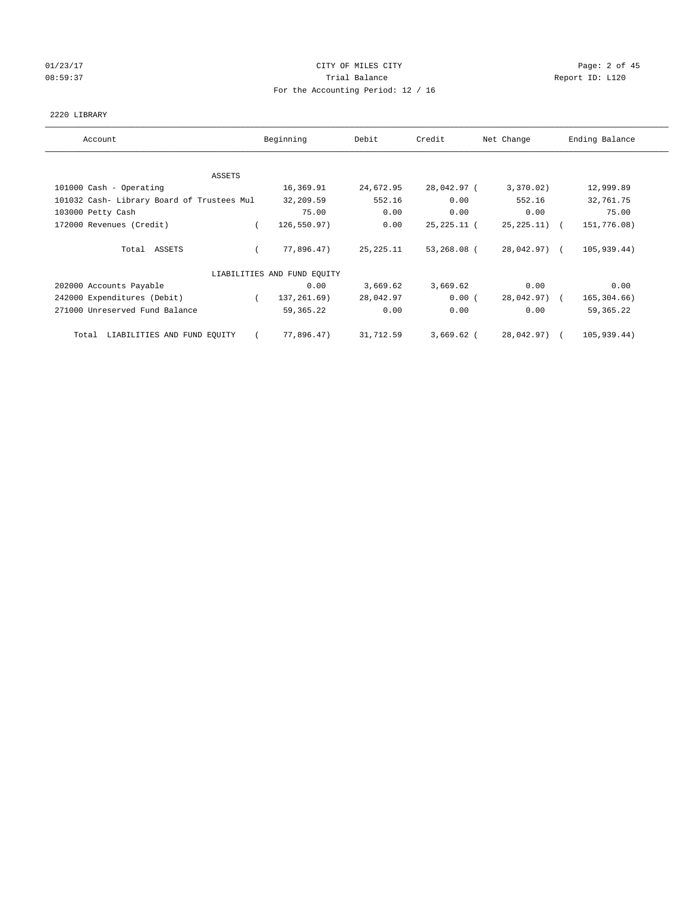01/23/17 CITY OF MILES CITY
08:59:37 Trial Balance Report ID: L120
For the Accounting Period: 12 / 16

2220 LIBRARY

| Account | Beginning | Debit | Credit | Net Change | Ending Balance |
|---|---|---|---|---|---|
| ASSETS | | | | | |
| 101000 Cash - Operating | 16,369.91 | 24,672.95 | 28,042.97 | ( 3,370.02) | 12,999.89 |
| 101032 Cash- Library Board of Trustees Mul | 32,209.59 | 552.16 | 0.00 | 552.16 | 32,761.75 |
| 103000 Petty Cash | 75.00 | 0.00 | 0.00 | 0.00 | 75.00 |
| 172000 Revenues (Credit) | ( 126,550.97) | 0.00 | 25,225.11 | ( 25,225.11) | ( 151,776.08) |
| Total ASSETS | ( 77,896.47) | 25,225.11 | 53,268.08 | ( 28,042.97) | ( 105,939.44) |
| LIABILITIES AND FUND EQUITY | | | | | |
| 202000 Accounts Payable | 0.00 | 3,669.62 | 3,669.62 | 0.00 | 0.00 |
| 242000 Expenditures (Debit) | ( 137,261.69) | 28,042.97 | 0.00 | ( 28,042.97) | ( 165,304.66) |
| 271000 Unreserved Fund Balance | 59,365.22 | 0.00 | 0.00 | 0.00 | 59,365.22 |
| Total LIABILITIES AND FUND EQUITY | ( 77,896.47) | 31,712.59 | 3,669.62 | ( 28,042.97) | ( 105,939.44) |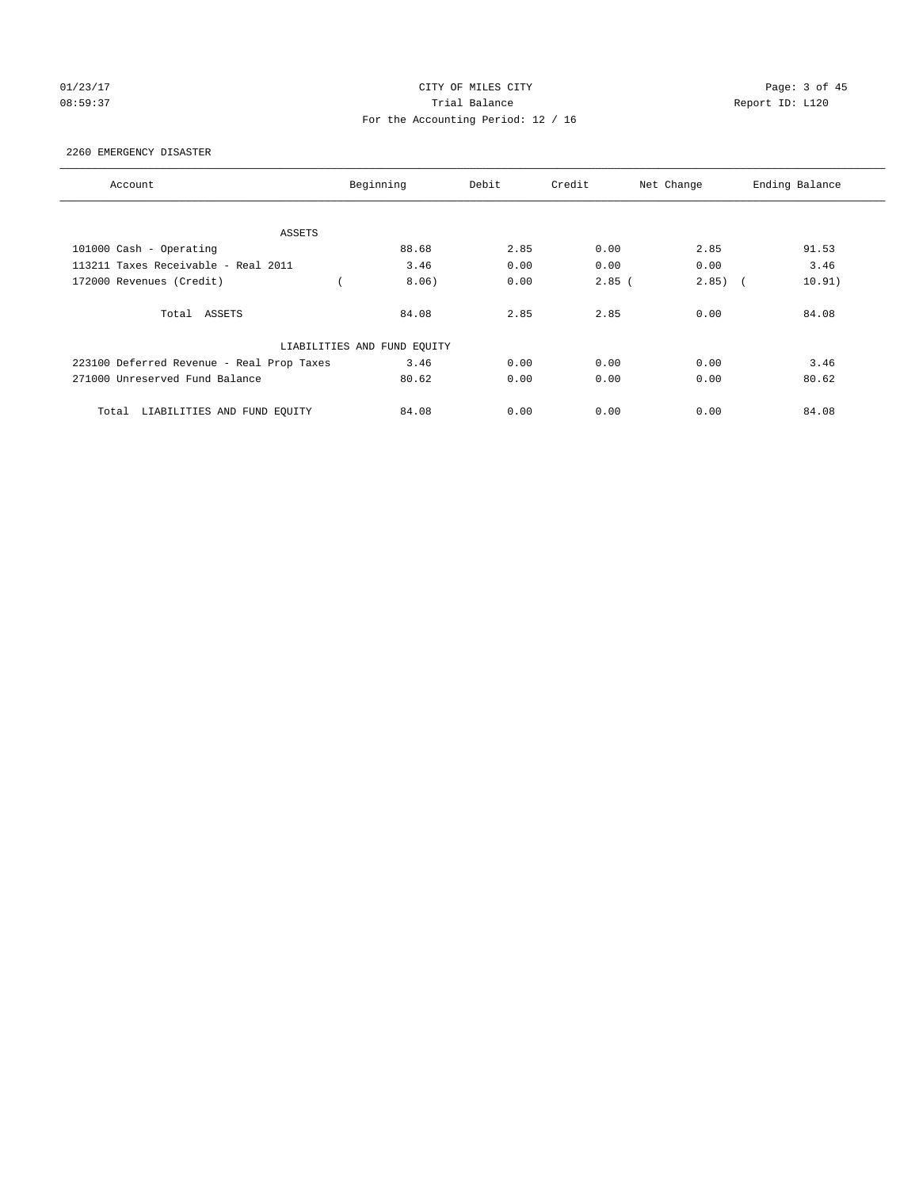CITY OF MILES CITY

Trial Balance

For the Accounting Period: 12 / 16

2260 EMERGENCY DISASTER

| Account | Beginning | Debit | Credit | Net Change | Ending Balance |
|---|---|---|---|---|---|
| ASSETS | | | | | |
| 101000 Cash - Operating | 88.68 | 2.85 | 0.00 | 2.85 | 91.53 |
| 113211 Taxes Receivable - Real 2011 | 3.46 | 0.00 | 0.00 | 0.00 | 3.46 |
| 172000 Revenues (Credit) | ( 8.06) | 0.00 | 2.85 | ( 2.85) | ( 10.91) |
| Total ASSETS | 84.08 | 2.85 | 2.85 | 0.00 | 84.08 |
| LIABILITIES AND FUND EQUITY | | | | | |
| 223100 Deferred Revenue - Real Prop Taxes | 3.46 | 0.00 | 0.00 | 0.00 | 3.46 |
| 271000 Unreserved Fund Balance | 80.62 | 0.00 | 0.00 | 0.00 | 80.62 |
| Total LIABILITIES AND FUND EQUITY | 84.08 | 0.00 | 0.00 | 0.00 | 84.08 |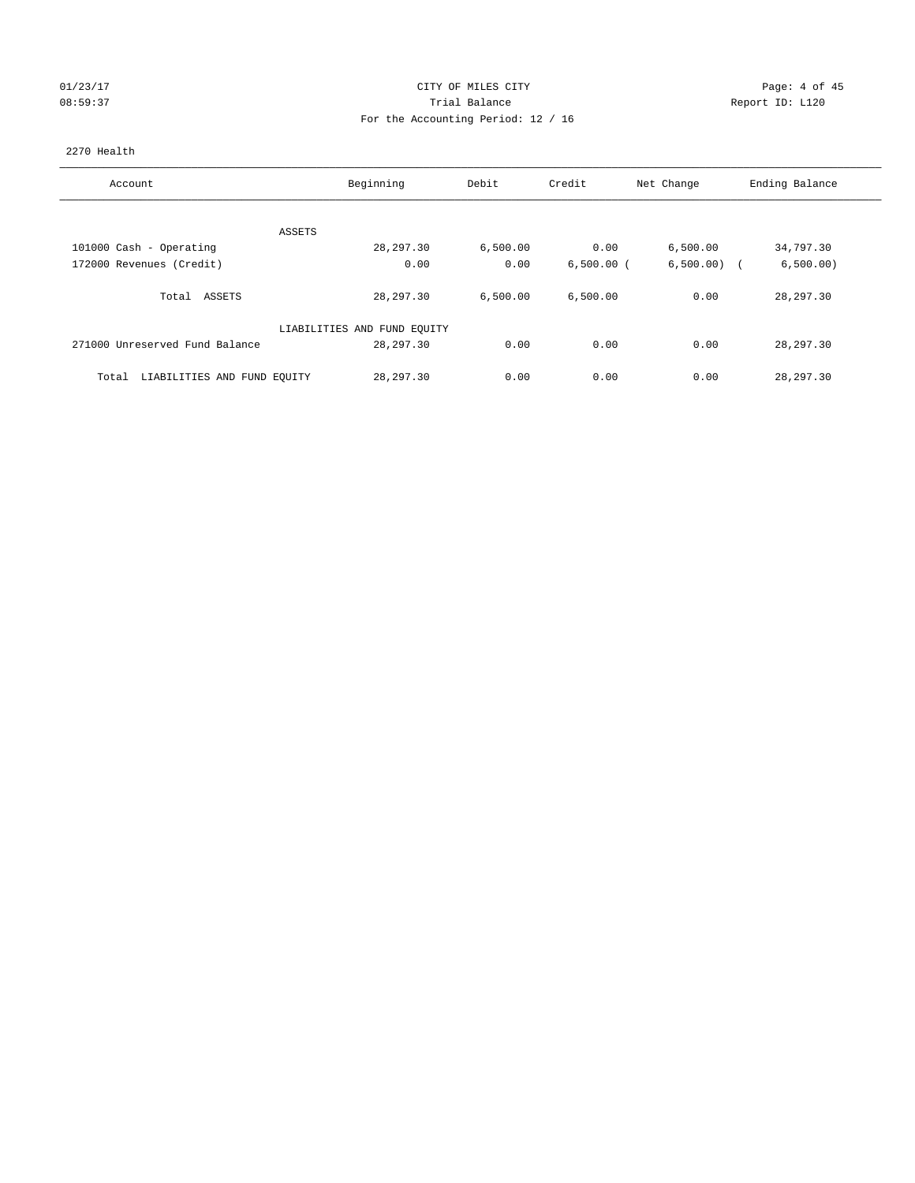CITY OF MILES CITY
Trial Balance
For the Accounting Period: 12 / 16

01/23/17
08:59:37

Report ID: L120

2270 Health

| Account | Beginning | Debit | Credit | Net Change | Ending Balance |
|---|---|---|---|---|---|
| ASSETS | | | | | |
| 101000 Cash - Operating | 28,297.30 | 6,500.00 | 0.00 | 6,500.00 | 34,797.30 |
| 172000 Revenues (Credit) | 0.00 | 0.00 | 6,500.00 | (6,500.00) | (6,500.00) |
| Total ASSETS | 28,297.30 | 6,500.00 | 6,500.00 | 0.00 | 28,297.30 |
| LIABILITIES AND FUND EQUITY | | | | | |
| 271000 Unreserved Fund Balance | 28,297.30 | 0.00 | 0.00 | 0.00 | 28,297.30 |
| Total LIABILITIES AND FUND EQUITY | 28,297.30 | 0.00 | 0.00 | 0.00 | 28,297.30 |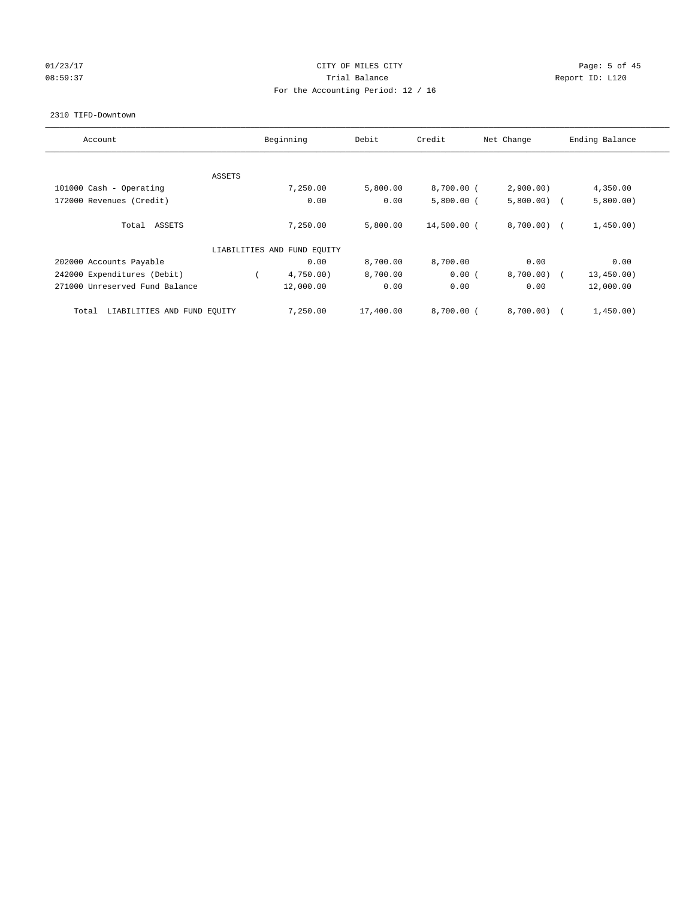CITY OF MILES CITY

Trial Balance

For the Accounting Period: 12 / 16

2310 TIFD-Downtown

| Account | Beginning | Debit | Credit | Net Change | Ending Balance |
|---|---|---|---|---|---|
| ASSETS | | | | | |
| 101000 Cash - Operating | 7,250.00 | 5,800.00 | 8,700.00 | (2,900.00) | 4,350.00 |
| 172000 Revenues (Credit) | 0.00 | 0.00 | 5,800.00 | (5,800.00) | (5,800.00) |
| Total ASSETS | 7,250.00 | 5,800.00 | 14,500.00 | (8,700.00) | (1,450.00) |
| LIABILITIES AND FUND EQUITY | | | | | |
| 202000 Accounts Payable | 0.00 | 8,700.00 | 8,700.00 | 0.00 | 0.00 |
| 242000 Expenditures (Debit) | (4,750.00) | 8,700.00 | 0.00 | (8,700.00) | (13,450.00) |
| 271000 Unreserved Fund Balance | 12,000.00 | 0.00 | 0.00 | 0.00 | 12,000.00 |
| Total LIABILITIES AND FUND EQUITY | 7,250.00 | 17,400.00 | 8,700.00 | (8,700.00) | (1,450.00) |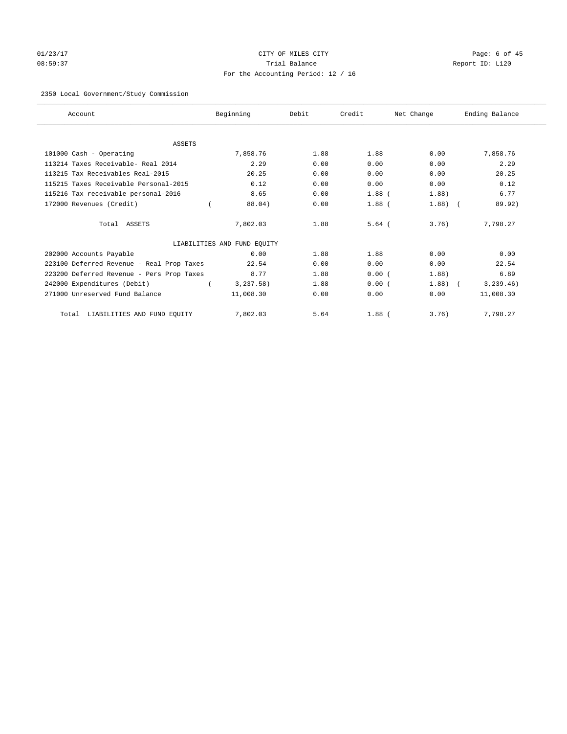CITY OF MILES CITY

Trial Balance

For the Accounting Period: 12 / 16

2350 Local Government/Study Commission

| Account | Beginning | Debit | Credit | Net Change | Ending Balance |
|---|---|---|---|---|---|
| **ASSETS** | | | | | |
| 101000 Cash - Operating | 7,858.76 | 1.88 | 1.88 | 0.00 | 7,858.76 |
| 113214 Taxes Receivable- Real 2014 | 2.29 | 0.00 | 0.00 | 0.00 | 2.29 |
| 113215 Tax Receivables Real-2015 | 20.25 | 0.00 | 0.00 | 0.00 | 20.25 |
| 115215 Taxes Receivable Personal-2015 | 0.12 | 0.00 | 0.00 | 0.00 | 0.12 |
| 115216 Tax receivable personal-2016 | 8.65 | 0.00 | 1.88 | ( 1.88) | 6.77 |
| 172000 Revenues (Credit) | ( 88.04) | 0.00 | 1.88 | ( 1.88) | ( 89.92) |
| Total ASSETS | 7,802.03 | 1.88 | 5.64 | ( 3.76) | 7,798.27 |
| **LIABILITIES AND FUND EQUITY** | | | | | |
| 202000 Accounts Payable | 0.00 | 1.88 | 1.88 | 0.00 | 0.00 |
| 223100 Deferred Revenue - Real Prop Taxes | 22.54 | 0.00 | 0.00 | 0.00 | 22.54 |
| 223200 Deferred Revenue - Pers Prop Taxes | 8.77 | 1.88 | 0.00 | ( 1.88) | 6.89 |
| 242000 Expenditures (Debit) | ( 3,237.58) | 1.88 | 0.00 | ( 1.88) | ( 3,239.46) |
| 271000 Unreserved Fund Balance | 11,008.30 | 0.00 | 0.00 | 0.00 | 11,008.30 |
| Total LIABILITIES AND FUND EQUITY | 7,802.03 | 5.64 | 1.88 | ( 3.76) | 7,798.27 |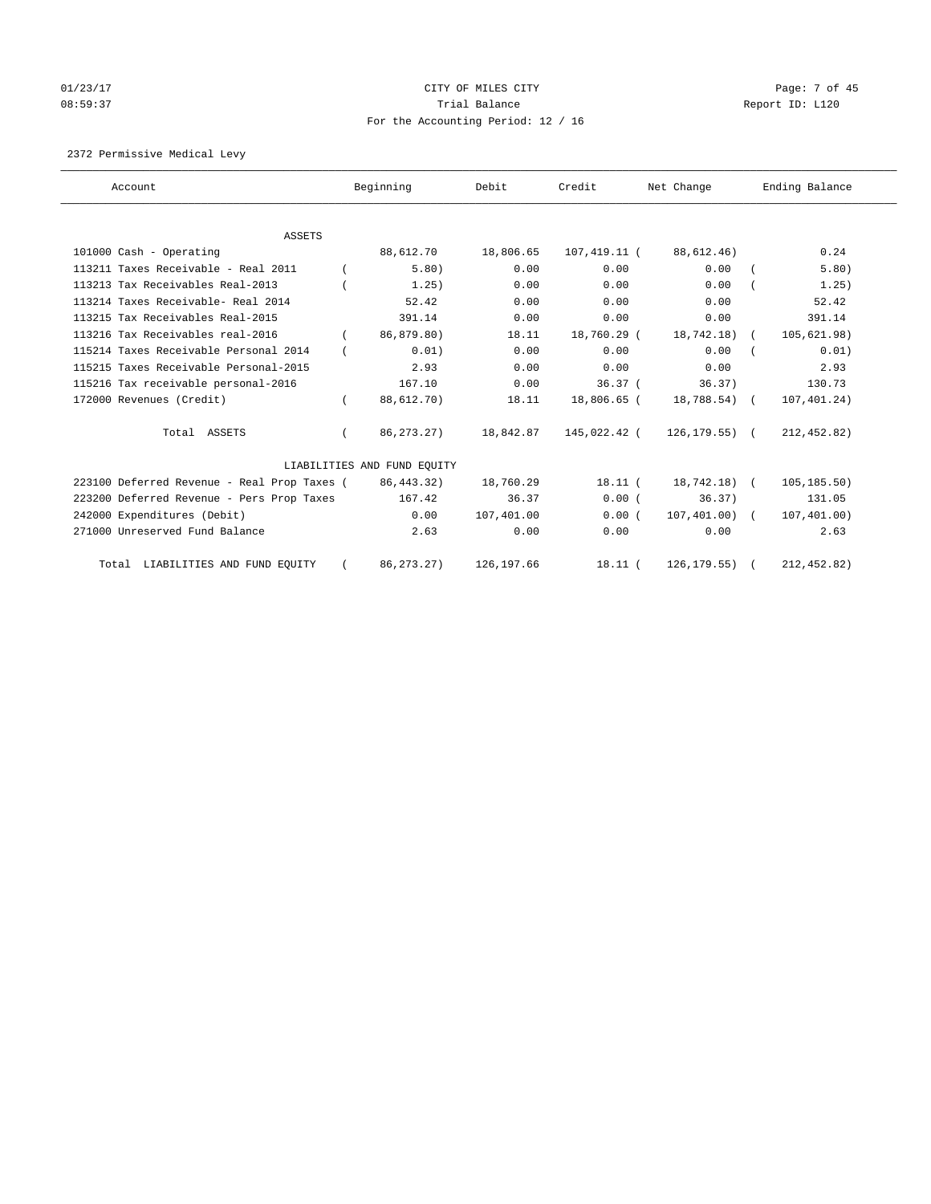CITY OF MILES CITY

Trial Balance

For the Accounting Period: 12 / 16

01/23/17 08:59:37 Report ID: L120

2372 Permissive Medical Levy

| Account | Beginning | Debit | Credit | Net Change | Ending Balance |
|---|---|---|---|---|---|
| ASSETS | | | | | |
| 101000 Cash - Operating | 88,612.70 | 18,806.65 | 107,419.11 | ( 88,612.46) | 0.24 |
| 113211 Taxes Receivable - Real 2011 | ( 5.80) | 0.00 | 0.00 | 0.00 | ( 5.80) |
| 113213 Tax Receivables Real-2013 | ( 1.25) | 0.00 | 0.00 | 0.00 | ( 1.25) |
| 113214 Taxes Receivable- Real 2014 | 52.42 | 0.00 | 0.00 | 0.00 | 52.42 |
| 113215 Tax Receivables Real-2015 | 391.14 | 0.00 | 0.00 | 0.00 | 391.14 |
| 113216 Tax Receivables real-2016 | ( 86,879.80) | 18.11 | 18,760.29 | ( 18,742.18) | ( 105,621.98) |
| 115214 Taxes Receivable Personal 2014 | ( 0.01) | 0.00 | 0.00 | 0.00 | ( 0.01) |
| 115215 Taxes Receivable Personal-2015 | 2.93 | 0.00 | 0.00 | 0.00 | 2.93 |
| 115216 Tax receivable personal-2016 | 167.10 | 0.00 | 36.37 | ( 36.37) | 130.73 |
| 172000 Revenues (Credit) | ( 88,612.70) | 18.11 | 18,806.65 | ( 18,788.54) | ( 107,401.24) |
| Total ASSETS | ( 86,273.27) | 18,842.87 | 145,022.42 | ( 126,179.55) | ( 212,452.82) |
| LIABILITIES AND FUND EQUITY | | | | | |
| 223100 Deferred Revenue - Real Prop Taxes | ( 86,443.32) | 18,760.29 | 18.11 | ( 18,742.18) | ( 105,185.50) |
| 223200 Deferred Revenue - Pers Prop Taxes | 167.42 | 36.37 | 0.00 | ( 36.37) | 131.05 |
| 242000 Expenditures (Debit) | 0.00 | 107,401.00 | 0.00 | ( 107,401.00) | ( 107,401.00) |
| 271000 Unreserved Fund Balance | 2.63 | 0.00 | 0.00 | 0.00 | 2.63 |
| Total LIABILITIES AND FUND EQUITY | ( 86,273.27) | 126,197.66 | 18.11 | ( 126,179.55) | ( 212,452.82) |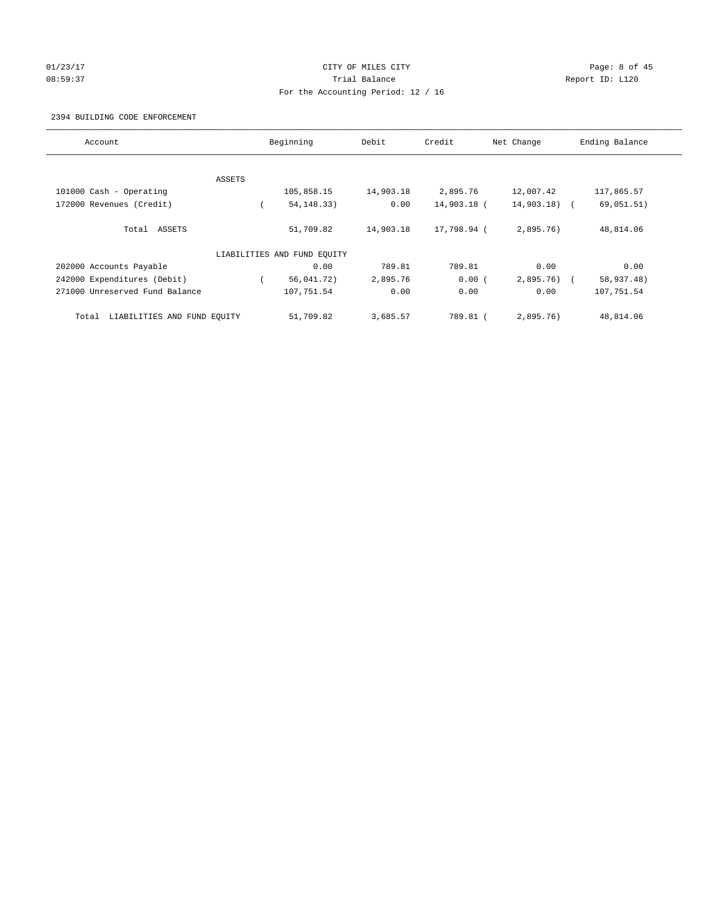CITY OF MILES CITY

Trial Balance

For the Accounting Period: 12 / 16

2394 BUILDING CODE ENFORCEMENT

| Account | Beginning | Debit | Credit | Net Change | Ending Balance |
|---|---|---|---|---|---|
| ASSETS | | | | | |
| 101000 Cash - Operating | 105,858.15 | 14,903.18 | 2,895.76 | 12,007.42 | 117,865.57 |
| 172000 Revenues (Credit) | ( 54,148.33) | 0.00 | 14,903.18 | ( 14,903.18) | ( 69,051.51) |
| Total ASSETS | 51,709.82 | 14,903.18 | 17,798.94 | ( 2,895.76) | 48,814.06 |
| LIABILITIES AND FUND EQUITY | | | | | |
| 202000 Accounts Payable | 0.00 | 789.81 | 789.81 | 0.00 | 0.00 |
| 242000 Expenditures (Debit) | ( 56,041.72) | 2,895.76 | 0.00 | ( 2,895.76) | ( 58,937.48) |
| 271000 Unreserved Fund Balance | 107,751.54 | 0.00 | 0.00 | 0.00 | 107,751.54 |
| Total LIABILITIES AND FUND EQUITY | 51,709.82 | 3,685.57 | 789.81 | ( 2,895.76) | 48,814.06 |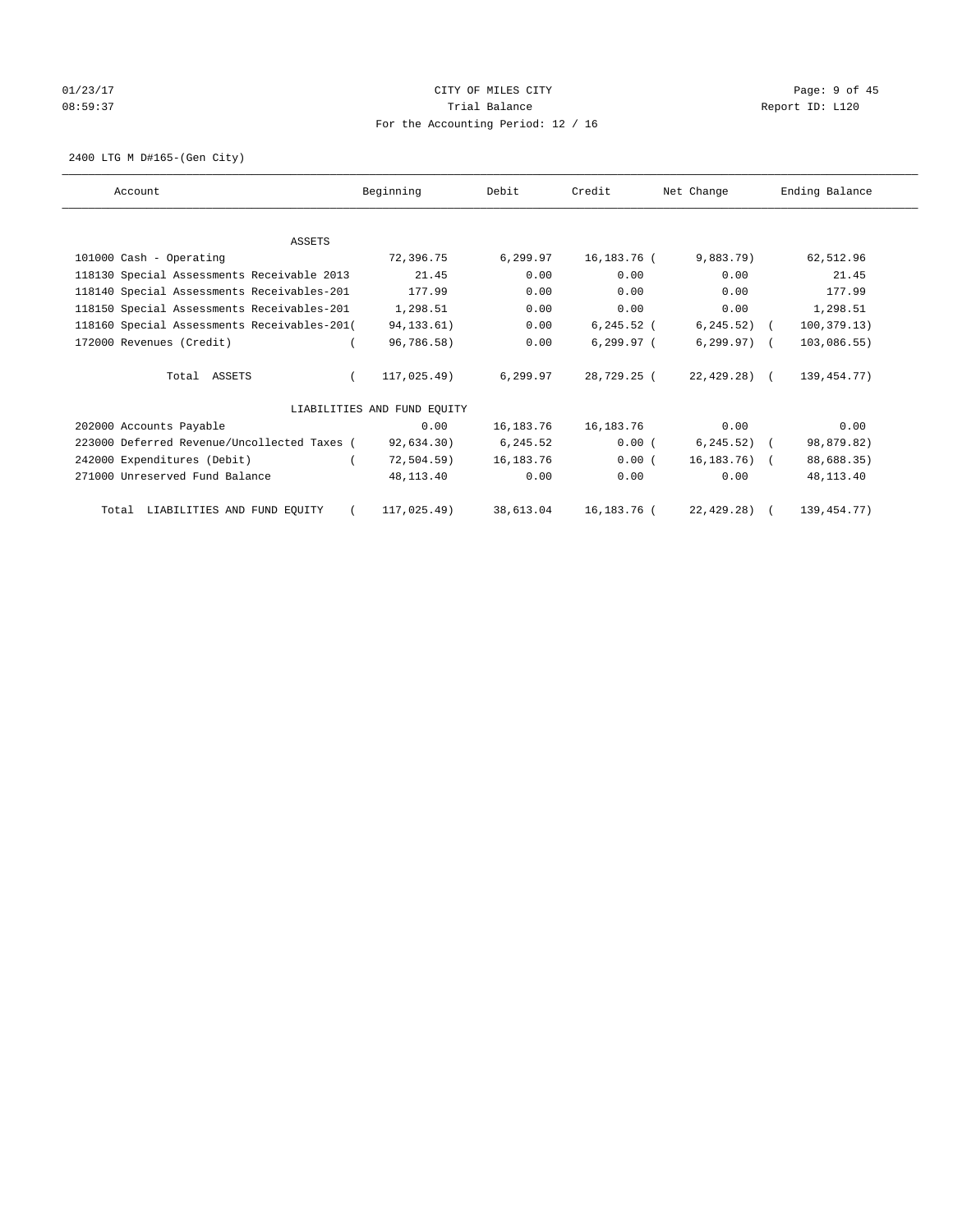01/23/17 CITY OF MILES CITY
08:59:37 Trial Balance Report ID: L120
For the Accounting Period: 12 / 16

2400 LTG M D#165-(Gen City)

| Account | Beginning | Debit | Credit | Net Change | Ending Balance |
|---|---|---|---|---|---|
| ASSETS | | | | | |
| 101000 Cash - Operating | 72,396.75 | 6,299.97 | 16,183.76 | ( 9,883.79) | 62,512.96 |
| 118130 Special Assessments Receivable 2013 | 21.45 | 0.00 | 0.00 | 0.00 | 21.45 |
| 118140 Special Assessments Receivables-201 | 177.99 | 0.00 | 0.00 | 0.00 | 177.99 |
| 118150 Special Assessments Receivables-201 | 1,298.51 | 0.00 | 0.00 | 0.00 | 1,298.51 |
| 118160 Special Assessments Receivables-201 | ( 94,133.61) | 0.00 | 6,245.52 | ( 6,245.52) | ( 100,379.13) |
| 172000 Revenues (Credit) | ( 96,786.58) | 0.00 | 6,299.97 | ( 6,299.97) | ( 103,086.55) |
| Total ASSETS | ( 117,025.49) | 6,299.97 | 28,729.25 | ( 22,429.28) | ( 139,454.77) |
| LIABILITIES AND FUND EQUITY | | | | | |
| 202000 Accounts Payable | 0.00 | 16,183.76 | 16,183.76 | 0.00 | 0.00 |
| 223000 Deferred Revenue/Uncollected Taxes | ( 92,634.30) | 6,245.52 | 0.00 | ( 6,245.52) | ( 98,879.82) |
| 242000 Expenditures (Debit) | ( 72,504.59) | 16,183.76 | 0.00 | ( 16,183.76) | ( 88,688.35) |
| 271000 Unreserved Fund Balance | 48,113.40 | 0.00 | 0.00 | 0.00 | 48,113.40 |
| Total LIABILITIES AND FUND EQUITY | ( 117,025.49) | 38,613.04 | 16,183.76 | ( 22,429.28) | ( 139,454.77) |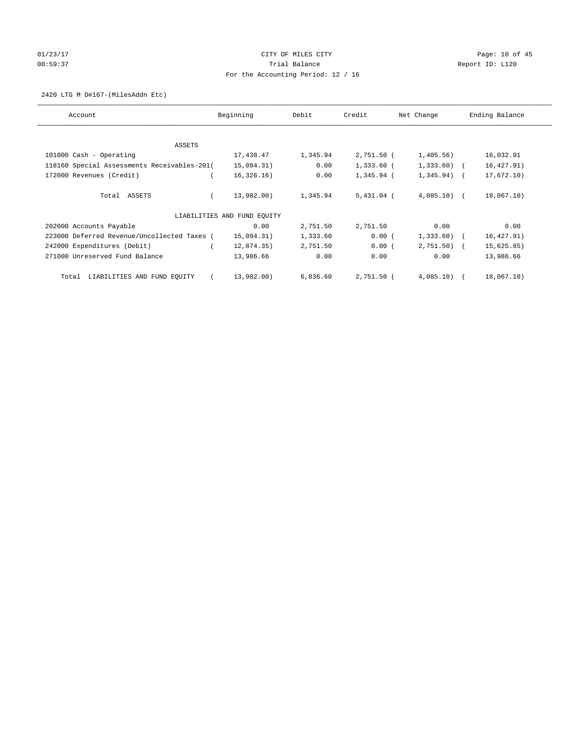CITY OF MILES CITY
Trial Balance
For the Accounting Period: 12 / 16

01/23/17
08:59:37

Report ID: L120

2420 LTG M D#167-(MilesAddn Etc)

| Account | Beginning | Debit | Credit | Net Change | Ending Balance |
|---|---|---|---|---|---|
| ASSETS | | | | | |
| 101000 Cash - Operating | 17,438.47 | 1,345.94 | 2,751.50 | ( 1,405.56) | 16,032.91 |
| 118160 Special Assessments Receivables-201 | ( 15,094.31) | 0.00 | 1,333.60 | ( 1,333.60) | ( 16,427.91) |
| 172000 Revenues (Credit) | ( 16,326.16) | 0.00 | 1,345.94 | ( 1,345.94) | ( 17,672.10) |
| Total ASSETS | ( 13,982.00) | 1,345.94 | 5,431.04 | ( 4,085.10) | ( 18,067.10) |
| LIABILITIES AND FUND EQUITY | | | | | |
| 202000 Accounts Payable | 0.00 | 2,751.50 | 2,751.50 | 0.00 | 0.00 |
| 223000 Deferred Revenue/Uncollected Taxes | ( 15,094.31) | 1,333.60 | 0.00 | ( 1,333.60) | ( 16,427.91) |
| 242000 Expenditures (Debit) | ( 12,874.35) | 2,751.50 | 0.00 | ( 2,751.50) | ( 15,625.85) |
| 271000 Unreserved Fund Balance | 13,986.66 | 0.00 | 0.00 | 0.00 | 13,986.66 |
| Total LIABILITIES AND FUND EQUITY | ( 13,982.00) | 6,836.60 | 2,751.50 | ( 4,085.10) | ( 18,067.10) |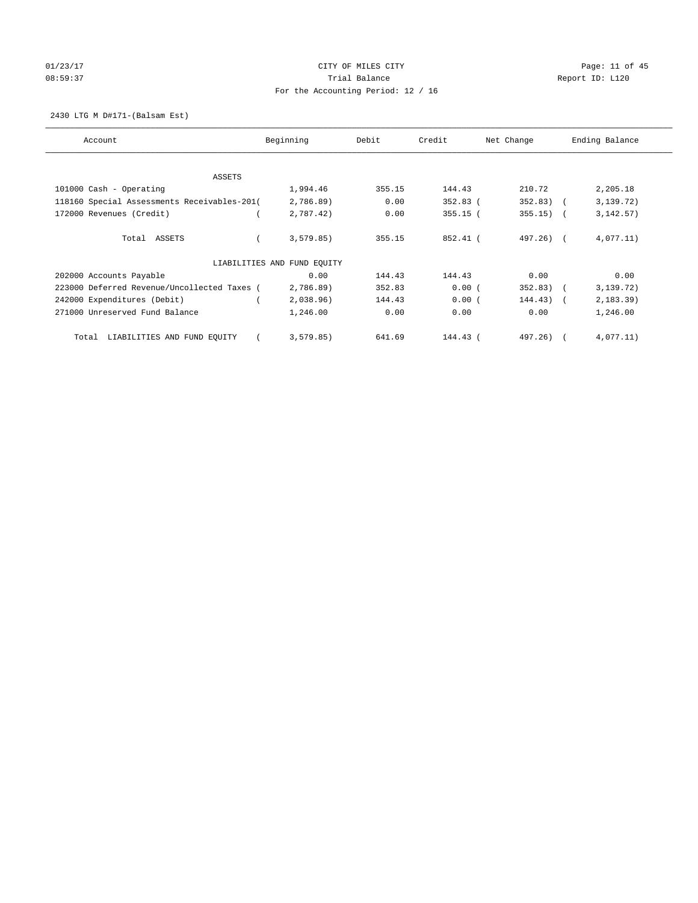CITY OF MILES CITY
Trial Balance
For the Accounting Period: 12 / 16

2430 LTG M D#171-(Balsam Est)

| Account | Beginning | Debit | Credit | Net Change | Ending Balance |
|---|---|---|---|---|---|
| ASSETS | | | | | |
| 101000 Cash - Operating | 1,994.46 | 355.15 | 144.43 | 210.72 | 2,205.18 |
| 118160 Special Assessments Receivables-201 | (2,786.89) | 0.00 | 352.83 | (352.83) | (3,139.72) |
| 172000 Revenues (Credit) | (2,787.42) | 0.00 | 355.15 | (355.15) | (3,142.57) |
| Total ASSETS | (3,579.85) | 355.15 | 852.41 | (497.26) | (4,077.11) |
| LIABILITIES AND FUND EQUITY | | | | | |
| 202000 Accounts Payable | 0.00 | 144.43 | 144.43 | 0.00 | 0.00 |
| 223000 Deferred Revenue/Uncollected Taxes | (2,786.89) | 352.83 | 0.00 | (352.83) | (3,139.72) |
| 242000 Expenditures (Debit) | (2,038.96) | 144.43 | 0.00 | (144.43) | (2,183.39) |
| 271000 Unreserved Fund Balance | 1,246.00 | 0.00 | 0.00 | 0.00 | 1,246.00 |
| Total LIABILITIES AND FUND EQUITY | (3,579.85) | 641.69 | 144.43 | (497.26) | (4,077.11) |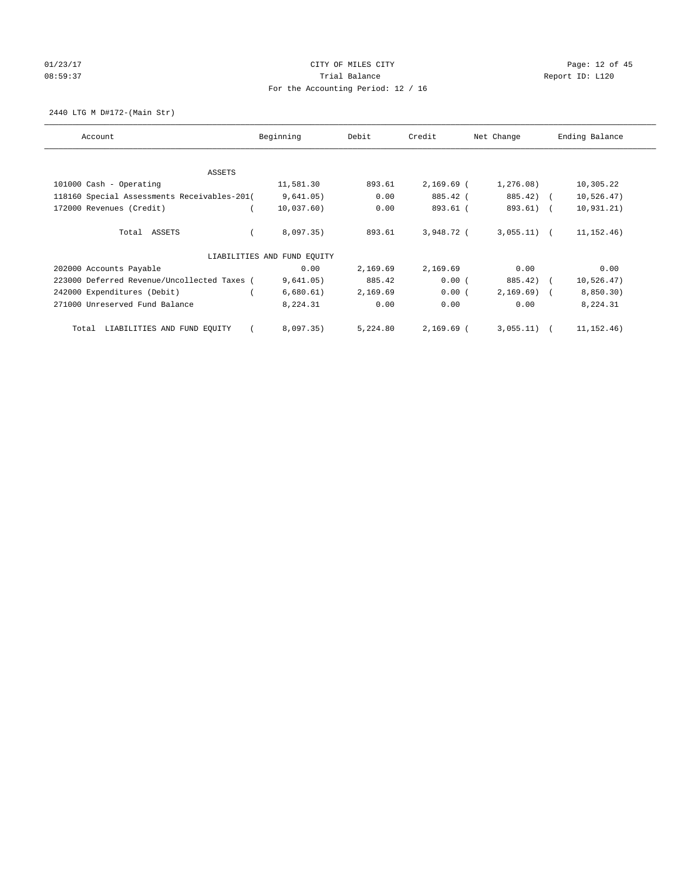CITY OF MILES CITY
Trial Balance
For the Accounting Period: 12 / 16

2440 LTG M D#172-(Main Str)

| Account | Beginning | Debit | Credit | Net Change | Ending Balance |
|---|---|---|---|---|---|
| **ASSETS** | | | | | |
| 101000 Cash - Operating | 11,581.30 | 893.61 | 2,169.69 | (1,276.08) | 10,305.22 |
| 118160 Special Assessments Receivables-201 | (9,641.05) | 0.00 | 885.42 | (885.42) | (10,526.47) |
| 172000 Revenues (Credit) | (10,037.60) | 0.00 | 893.61 | (893.61) | (10,931.21) |
| Total ASSETS | (8,097.35) | 893.61 | 3,948.72 | (3,055.11) | (11,152.46) |
| **LIABILITIES AND FUND EQUITY** | | | | | |
| 202000 Accounts Payable | 0.00 | 2,169.69 | 2,169.69 | 0.00 | 0.00 |
| 223000 Deferred Revenue/Uncollected Taxes | (9,641.05) | 885.42 | 0.00 | (885.42) | (10,526.47) |
| 242000 Expenditures (Debit) | (6,680.61) | 2,169.69 | 0.00 | (2,169.69) | (8,850.30) |
| 271000 Unreserved Fund Balance | 8,224.31 | 0.00 | 0.00 | 0.00 | 8,224.31 |
| Total LIABILITIES AND FUND EQUITY | (8,097.35) | 5,224.80 | 2,169.69 | (3,055.11) | (11,152.46) |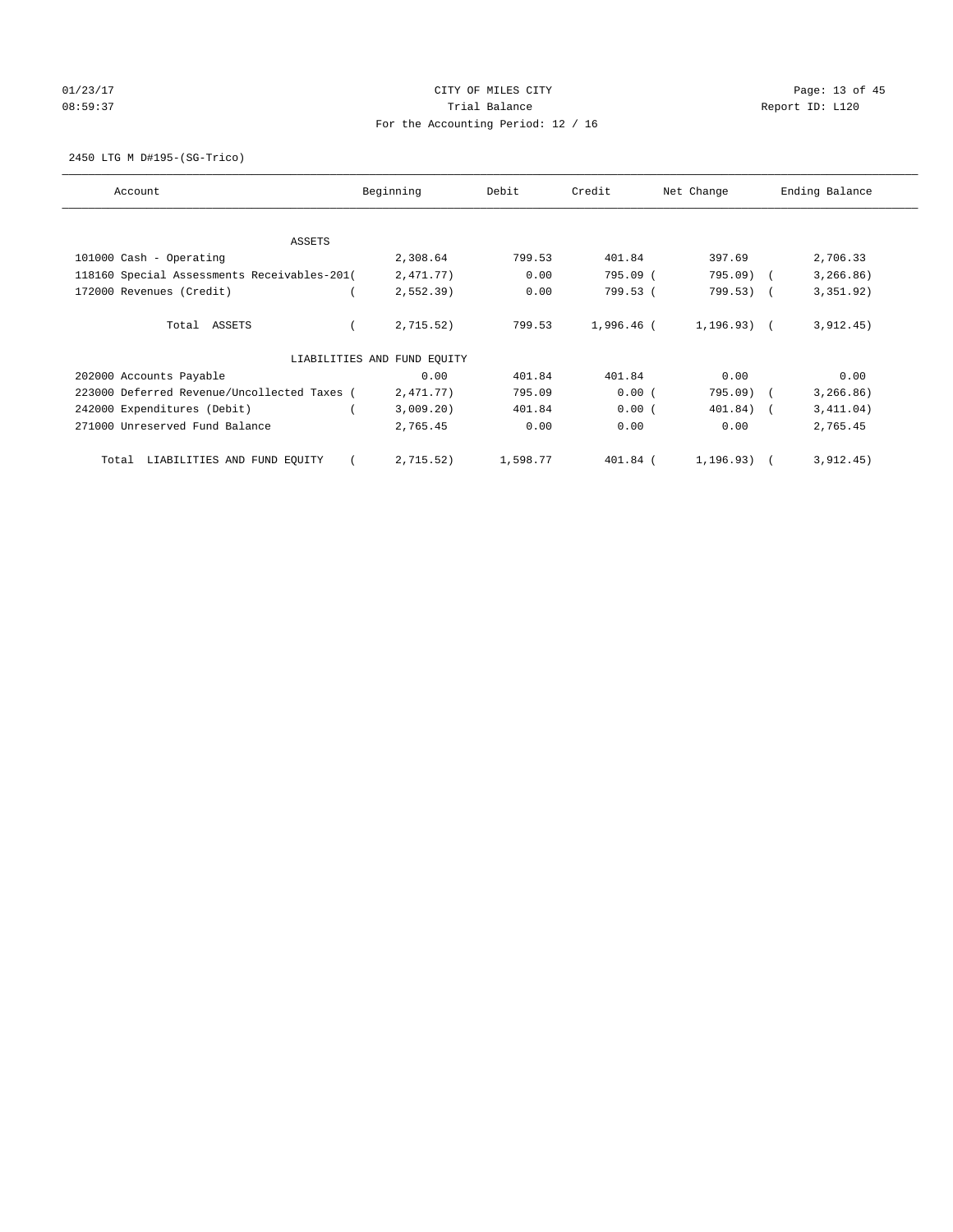CITY OF MILES CITY
Trial Balance
For the Accounting Period: 12 / 16

01/23/17 08:59:37 — Report ID: L120

2450 LTG M D#195-(SG-Trico)

| Account | Beginning | Debit | Credit | Net Change | Ending Balance |
|---|---|---|---|---|---|
| **ASSETS** | | | | | |
| 101000 Cash - Operating | 2,308.64 | 799.53 | 401.84 | 397.69 | 2,706.33 |
| 118160 Special Assessments Receivables-201 | (2,471.77) | 0.00 | 795.09 | (795.09) | (3,266.86) |
| 172000 Revenues (Credit) | (2,552.39) | 0.00 | 799.53 | (799.53) | (3,351.92) |
| Total ASSETS | (2,715.52) | 799.53 | 1,996.46 | (1,196.93) | (3,912.45) |
| **LIABILITIES AND FUND EQUITY** | | | | | |
| 202000 Accounts Payable | 0.00 | 401.84 | 401.84 | 0.00 | 0.00 |
| 223000 Deferred Revenue/Uncollected Taxes | (2,471.77) | 795.09 | 0.00 | (795.09) | (3,266.86) |
| 242000 Expenditures (Debit) | (3,009.20) | 401.84 | 0.00 | (401.84) | (3,411.04) |
| 271000 Unreserved Fund Balance | 2,765.45 | 0.00 | 0.00 | 0.00 | 2,765.45 |
| Total LIABILITIES AND FUND EQUITY | (2,715.52) | 1,598.77 | 401.84 | (1,196.93) | (3,912.45) |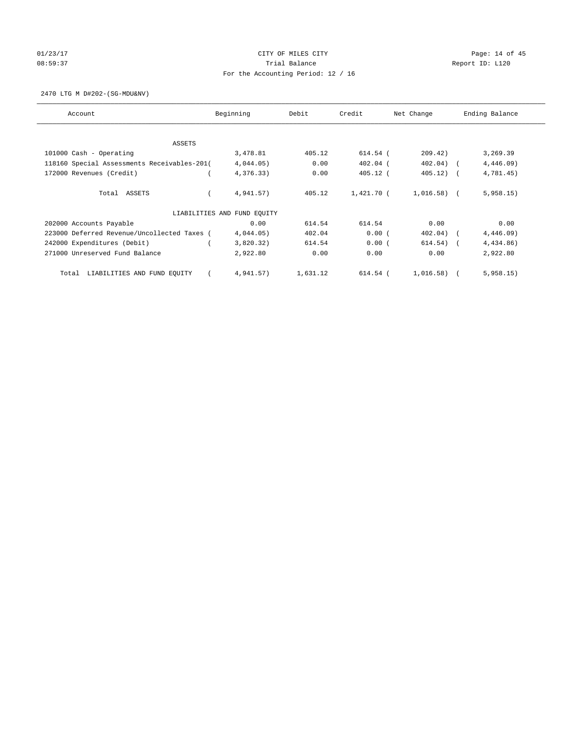CITY OF MILES CITY

Trial Balance

For the Accounting Period: 12 / 16

2470 LTG M D#202-(SG-MDU&NV)

| Account | Beginning | Debit | Credit | Net Change | Ending Balance |
|---|---|---|---|---|---|
| ASSETS | | | | | |
| 101000 Cash - Operating | 3,478.81 | 405.12 | 614.54 | ( 209.42) | 3,269.39 |
| 118160 Special Assessments Receivables-201 | ( 4,044.05) | 0.00 | 402.04 | ( 402.04) | ( 4,446.09) |
| 172000 Revenues (Credit) | ( 4,376.33) | 0.00 | 405.12 | ( 405.12) | ( 4,781.45) |
| Total ASSETS | ( 4,941.57) | 405.12 | 1,421.70 | ( 1,016.58) | ( 5,958.15) |
| LIABILITIES AND FUND EQUITY | | | | | |
| 202000 Accounts Payable | 0.00 | 614.54 | 614.54 | 0.00 | 0.00 |
| 223000 Deferred Revenue/Uncollected Taxes | ( 4,044.05) | 402.04 | 0.00 | ( 402.04) | ( 4,446.09) |
| 242000 Expenditures (Debit) | ( 3,820.32) | 614.54 | 0.00 | ( 614.54) | ( 4,434.86) |
| 271000 Unreserved Fund Balance | 2,922.80 | 0.00 | 0.00 | 0.00 | 2,922.80 |
| Total LIABILITIES AND FUND EQUITY | ( 4,941.57) | 1,631.12 | 614.54 | ( 1,016.58) | ( 5,958.15) |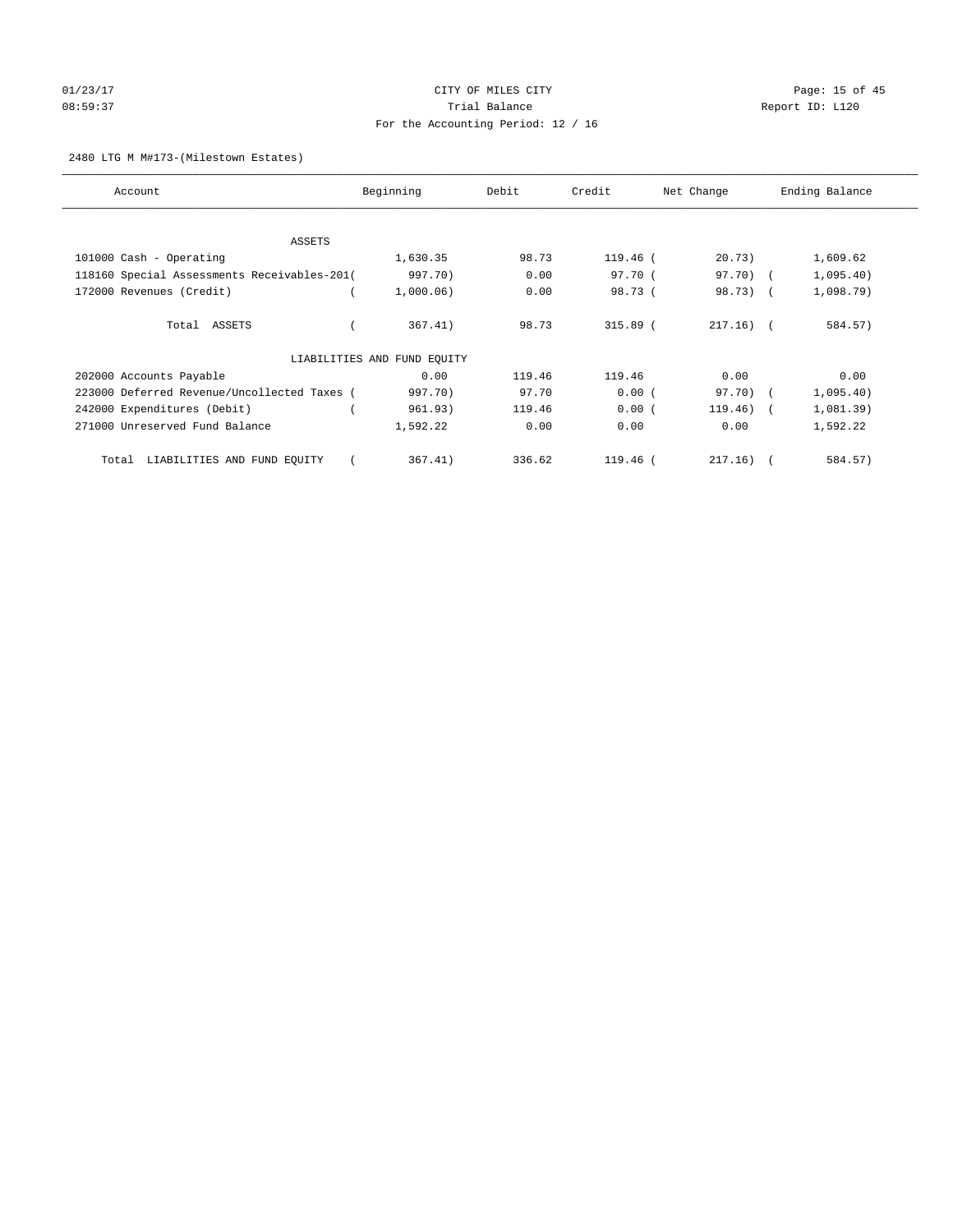CITY OF MILES CITY
Trial Balance
For the Accounting Period: 12 / 16

2480 LTG M M#173-(Milestown Estates)

| Account | Beginning | Debit | Credit | Net Change | Ending Balance |
|---|---|---|---|---|---|
| ASSETS | | | | | |
| 101000 Cash - Operating | 1,630.35 | 98.73 | 119.46 | ( 20.73) | 1,609.62 |
| 118160 Special Assessments Receivables-201 | ( 997.70) | 0.00 | 97.70 | ( 97.70) | ( 1,095.40) |
| 172000 Revenues (Credit) | ( 1,000.06) | 0.00 | 98.73 | ( 98.73) | ( 1,098.79) |
| Total ASSETS | ( 367.41) | 98.73 | 315.89 | ( 217.16) | ( 584.57) |
| LIABILITIES AND FUND EQUITY | | | | | |
| 202000 Accounts Payable | 0.00 | 119.46 | 119.46 | 0.00 | 0.00 |
| 223000 Deferred Revenue/Uncollected Taxes | ( 997.70) | 97.70 | 0.00 | ( 97.70) | ( 1,095.40) |
| 242000 Expenditures (Debit) | ( 961.93) | 119.46 | 0.00 | ( 119.46) | ( 1,081.39) |
| 271000 Unreserved Fund Balance | 1,592.22 | 0.00 | 0.00 | 0.00 | 1,592.22 |
| Total LIABILITIES AND FUND EQUITY | ( 367.41) | 336.62 | 119.46 | ( 217.16) | ( 584.57) |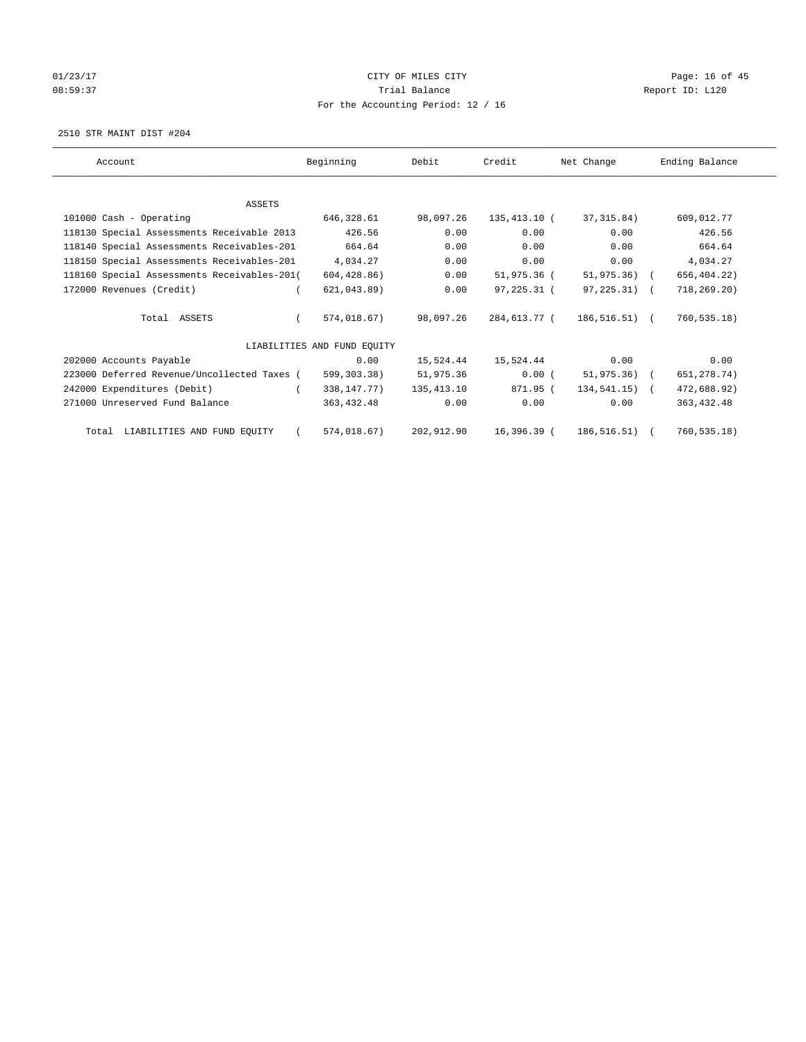CITY OF MILES CITY
Trial Balance
For the Accounting Period: 12 / 16

2510 STR MAINT DIST #204

| Account | Beginning | Debit | Credit | Net Change | Ending Balance |
|---|---|---|---|---|---|
| ASSETS | | | | | |
| 101000 Cash - Operating | 646,328.61 | 98,097.26 | 135,413.10 | ( 37,315.84) | 609,012.77 |
| 118130 Special Assessments Receivable 2013 | 426.56 | 0.00 | 0.00 | 0.00 | 426.56 |
| 118140 Special Assessments Receivables-201 | 664.64 | 0.00 | 0.00 | 0.00 | 664.64 |
| 118150 Special Assessments Receivables-201 | 4,034.27 | 0.00 | 0.00 | 0.00 | 4,034.27 |
| 118160 Special Assessments Receivables-201 | ( 604,428.86) | 0.00 | 51,975.36 | ( 51,975.36) | ( 656,404.22) |
| 172000 Revenues (Credit) | ( 621,043.89) | 0.00 | 97,225.31 | ( 97,225.31) | ( 718,269.20) |
| Total ASSETS | ( 574,018.67) | 98,097.26 | 284,613.77 | ( 186,516.51) | ( 760,535.18) |
| LIABILITIES AND FUND EQUITY | | | | | |
| 202000 Accounts Payable | 0.00 | 15,524.44 | 15,524.44 | 0.00 | 0.00 |
| 223000 Deferred Revenue/Uncollected Taxes | ( 599,303.38) | 51,975.36 | 0.00 | ( 51,975.36) | ( 651,278.74) |
| 242000 Expenditures (Debit) | ( 338,147.77) | 135,413.10 | 871.95 | ( 134,541.15) | ( 472,688.92) |
| 271000 Unreserved Fund Balance | 363,432.48 | 0.00 | 0.00 | 0.00 | 363,432.48 |
| Total LIABILITIES AND FUND EQUITY | ( 574,018.67) | 202,912.90 | 16,396.39 | ( 186,516.51) | ( 760,535.18) |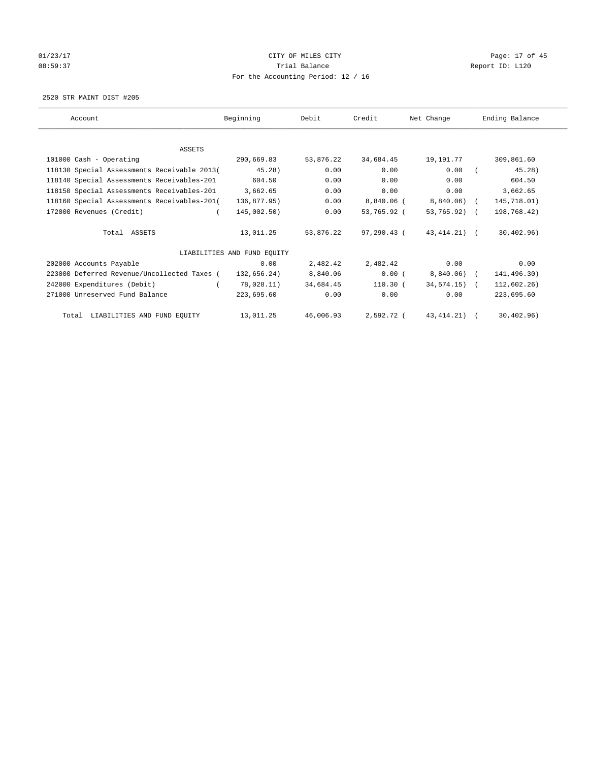CITY OF MILES CITY
Trial Balance
For the Accounting Period: 12 / 16

01/23/17
08:59:37

Report ID: L120

2520 STR MAINT DIST #205

| Account | Beginning | Debit | Credit | Net Change | Ending Balance |
|---|---|---|---|---|---|
| **ASSETS** | | | | | |
| 101000 Cash - Operating | 290,669.83 | 53,876.22 | 34,684.45 | 19,191.77 | 309,861.60 |
| 118130 Special Assessments Receivable 2013 | (45.28) | 0.00 | 0.00 | 0.00 | (45.28) |
| 118140 Special Assessments Receivables-201 | 604.50 | 0.00 | 0.00 | 0.00 | 604.50 |
| 118150 Special Assessments Receivables-201 | 3,662.65 | 0.00 | 0.00 | 0.00 | 3,662.65 |
| 118160 Special Assessments Receivables-201 | (136,877.95) | 0.00 | 8,840.06 | (8,840.06) | (145,718.01) |
| 172000 Revenues (Credit) | (145,002.50) | 0.00 | 53,765.92 | (53,765.92) | (198,768.42) |
| Total ASSETS | 13,011.25 | 53,876.22 | 97,290.43 | (43,414.21) | (30,402.96) |
| **LIABILITIES AND FUND EQUITY** | | | | | |
| 202000 Accounts Payable | 0.00 | 2,482.42 | 2,482.42 | 0.00 | 0.00 |
| 223000 Deferred Revenue/Uncollected Taxes | (132,656.24) | 8,840.06 | 0.00 | (8,840.06) | (141,496.30) |
| 242000 Expenditures (Debit) | (78,028.11) | 34,684.45 | 110.30 | (34,574.15) | (112,602.26) |
| 271000 Unreserved Fund Balance | 223,695.60 | 0.00 | 0.00 | 0.00 | 223,695.60 |
| Total LIABILITIES AND FUND EQUITY | 13,011.25 | 46,006.93 | 2,592.72 | (43,414.21) | (30,402.96) |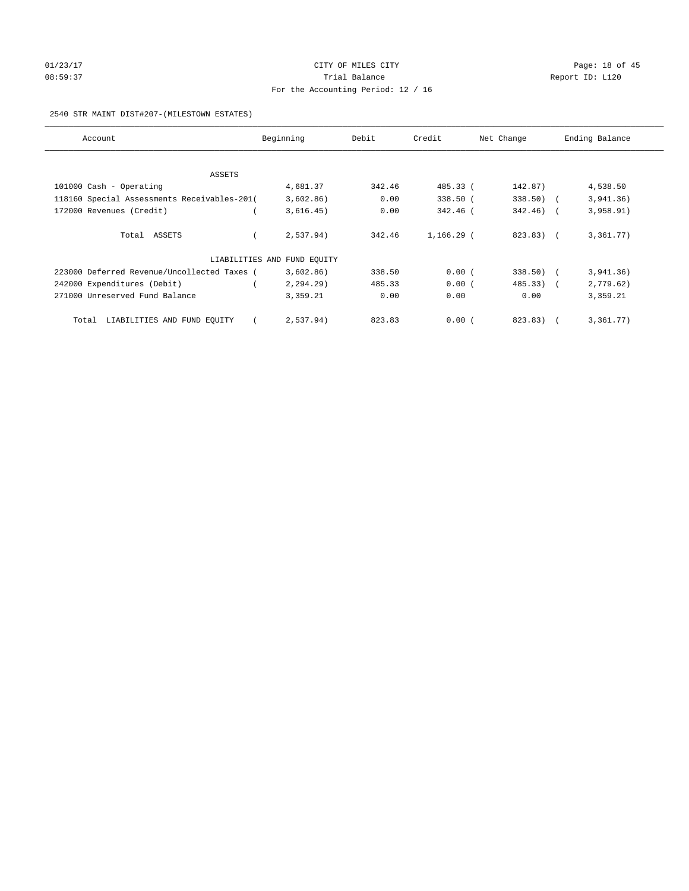CITY OF MILES CITY
Trial Balance
For the Accounting Period: 12 / 16

01/23/17
08:59:37

Report ID: L120

2540 STR MAINT DIST#207-(MILESTOWN ESTATES)

| Account | Beginning | Debit | Credit | Net Change | Ending Balance |
|---|---|---|---|---|---|
| ASSETS | | | | | |
| 101000 Cash - Operating | 4,681.37 | 342.46 | 485.33 | ( 142.87) | 4,538.50 |
| 118160 Special Assessments Receivables-201 | ( 3,602.86) | 0.00 | 338.50 | ( 338.50) | ( 3,941.36) |
| 172000 Revenues (Credit) | ( 3,616.45) | 0.00 | 342.46 | ( 342.46) | ( 3,958.91) |
| Total ASSETS | ( 2,537.94) | 342.46 | 1,166.29 | ( 823.83) | ( 3,361.77) |
| LIABILITIES AND FUND EQUITY | | | | | |
| 223000 Deferred Revenue/Uncollected Taxes | ( 3,602.86) | 338.50 | 0.00 | ( 338.50) | ( 3,941.36) |
| 242000 Expenditures (Debit) | ( 2,294.29) | 485.33 | 0.00 | ( 485.33) | ( 2,779.62) |
| 271000 Unreserved Fund Balance | 3,359.21 | 0.00 | 0.00 | 0.00 | 3,359.21 |
| Total LIABILITIES AND FUND EQUITY | ( 2,537.94) | 823.83 | 0.00 | ( 823.83) | ( 3,361.77) |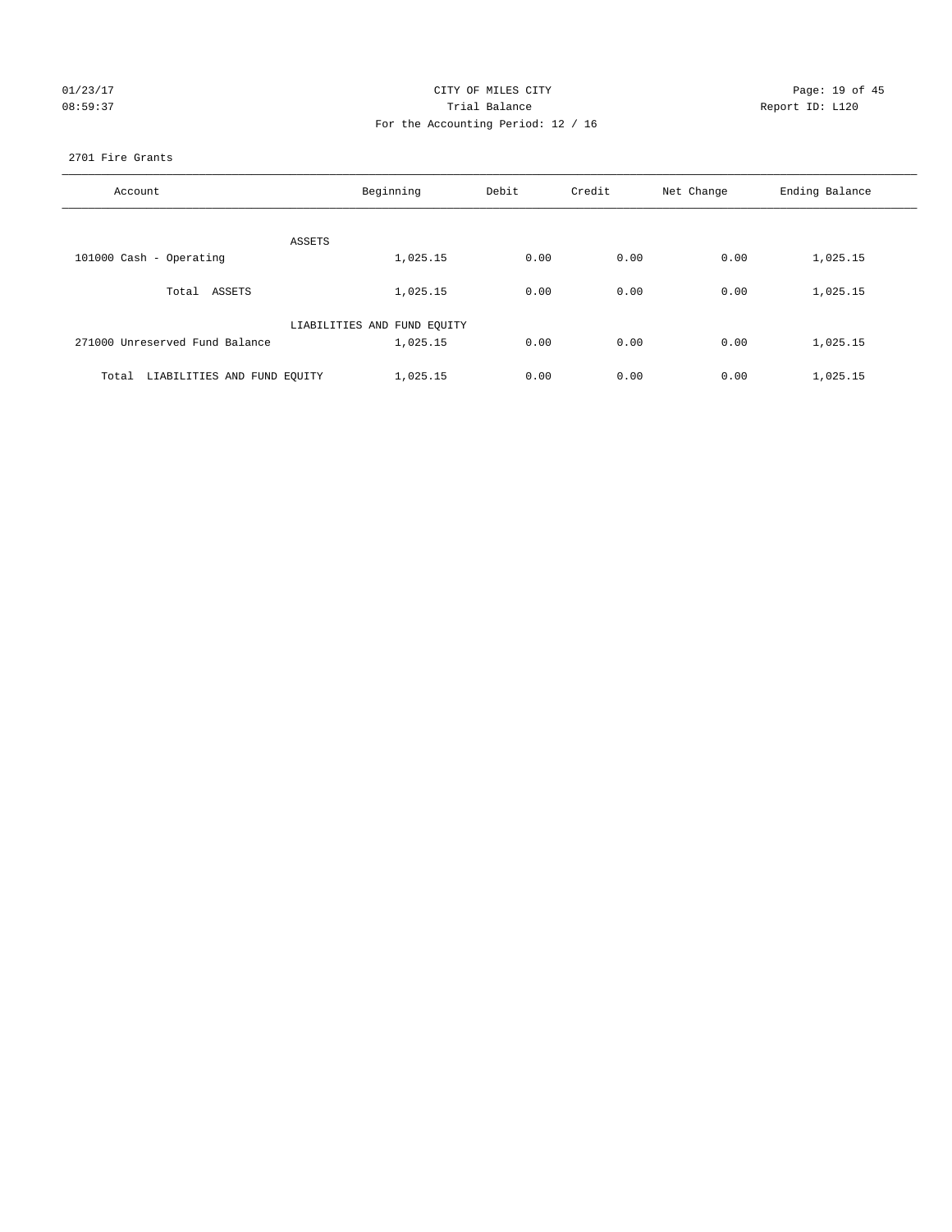CITY OF MILES CITY

Trial Balance

For the Accounting Period: 12 / 16

01/23/17 08:59:37

Report ID: L120

2701 Fire Grants

| Account | Beginning | Debit | Credit | Net Change | Ending Balance |
|---|---|---|---|---|---|
| ASSETS | | | | | |
| 101000 Cash - Operating | 1,025.15 | 0.00 | 0.00 | 0.00 | 1,025.15 |
| Total ASSETS | 1,025.15 | 0.00 | 0.00 | 0.00 | 1,025.15 |
| LIABILITIES AND FUND EQUITY | | | | | |
| 271000 Unreserved Fund Balance | 1,025.15 | 0.00 | 0.00 | 0.00 | 1,025.15 |
| Total LIABILITIES AND FUND EQUITY | 1,025.15 | 0.00 | 0.00 | 0.00 | 1,025.15 |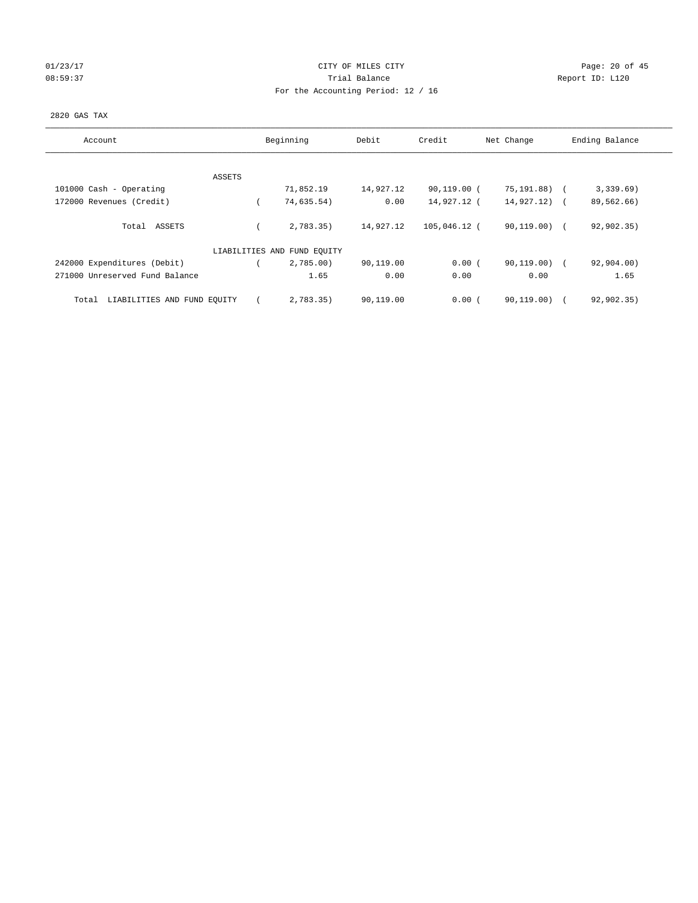CITY OF MILES CITY
Trial Balance
For the Accounting Period: 12 / 16

01/23/17
08:59:37

Report ID: L120

2820 GAS TAX

| Account | Beginning | Debit | Credit | Net Change | Ending Balance |
|---|---|---|---|---|---|
| ASSETS | | | | | |
| 101000 Cash - Operating | 71,852.19 | 14,927.12 | 90,119.00 | ( 75,191.88) | ( 3,339.69) |
| 172000 Revenues (Credit) | ( 74,635.54) | 0.00 | 14,927.12 | ( 14,927.12) | ( 89,562.66) |
| Total ASSETS | ( 2,783.35) | 14,927.12 | 105,046.12 | ( 90,119.00) | ( 92,902.35) |
| LIABILITIES AND FUND EQUITY | | | | | |
| 242000 Expenditures (Debit) | ( 2,785.00) | 90,119.00 | 0.00 | ( 90,119.00) | ( 92,904.00) |
| 271000 Unreserved Fund Balance | 1.65 | 0.00 | 0.00 | 0.00 | 1.65 |
| Total LIABILITIES AND FUND EQUITY | ( 2,783.35) | 90,119.00 | 0.00 | ( 90,119.00) | ( 92,902.35) |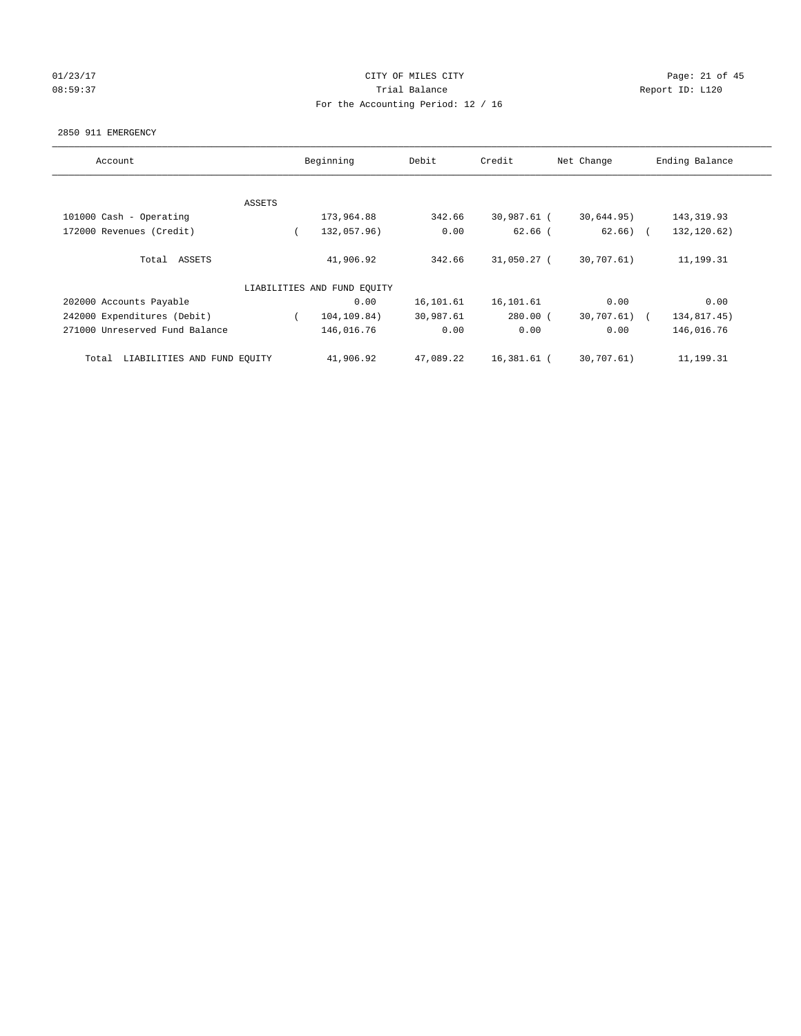CITY OF MILES CITY
Trial Balance
For the Accounting Period: 12 / 16

01/23/17
08:59:37

Report ID: L120

2850 911 EMERGENCY

| Account | Beginning | Debit | Credit | Net Change | Ending Balance |
|---|---|---|---|---|---|
| ASSETS | | | | | |
| 101000 Cash - Operating | 173,964.88 | 342.66 | 30,987.61 | ( 30,644.95) | 143,319.93 |
| 172000 Revenues (Credit) | ( 132,057.96) | 0.00 | 62.66 | ( 62.66) | ( 132,120.62) |
| Total ASSETS | 41,906.92 | 342.66 | 31,050.27 | ( 30,707.61) | 11,199.31 |
| LIABILITIES AND FUND EQUITY | | | | | |
| 202000 Accounts Payable | 0.00 | 16,101.61 | 16,101.61 | 0.00 | 0.00 |
| 242000 Expenditures (Debit) | ( 104,109.84) | 30,987.61 | 280.00 | ( 30,707.61) | ( 134,817.45) |
| 271000 Unreserved Fund Balance | 146,016.76 | 0.00 | 0.00 | 0.00 | 146,016.76 |
| Total LIABILITIES AND FUND EQUITY | 41,906.92 | 47,089.22 | 16,381.61 | ( 30,707.61) | 11,199.31 |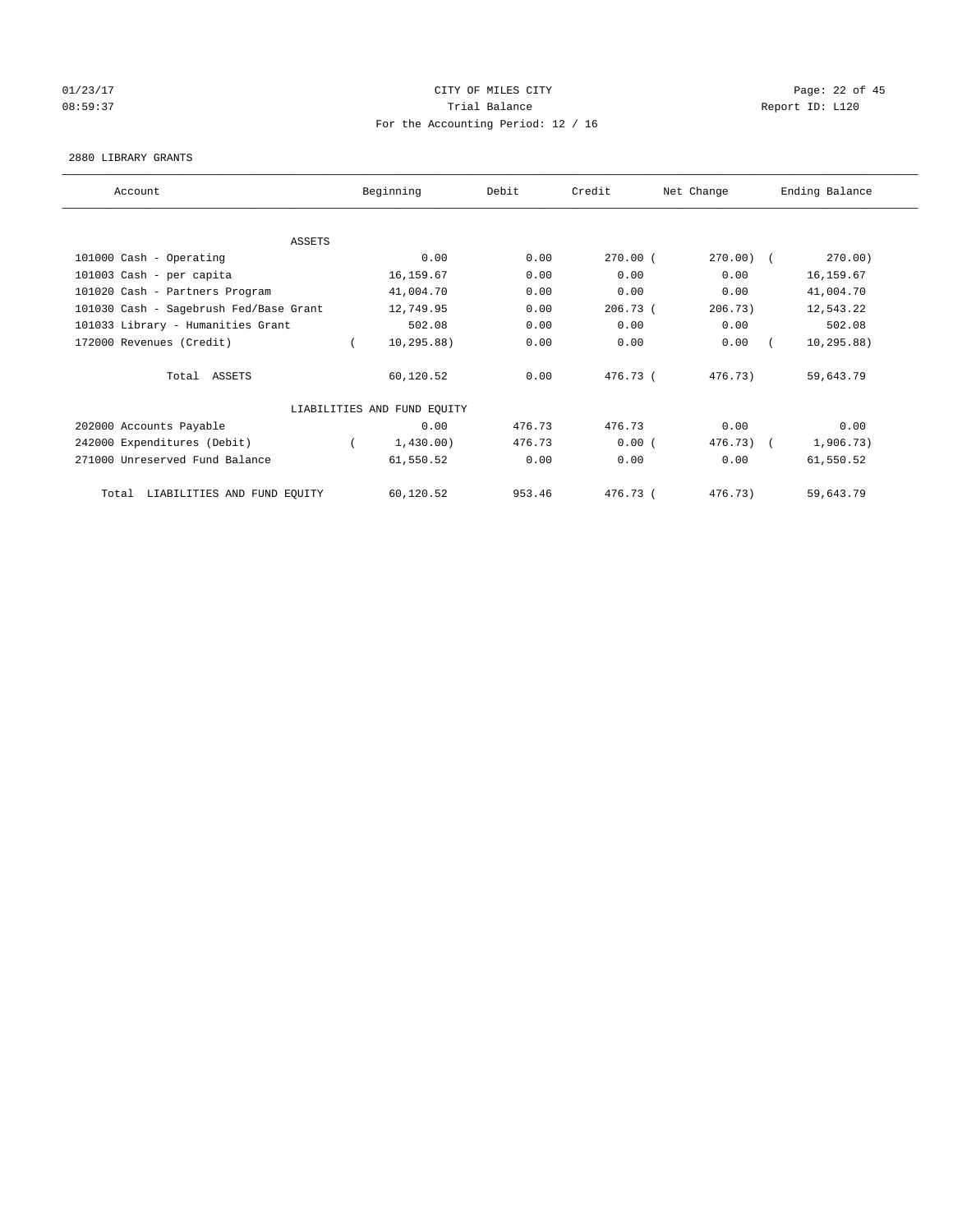CITY OF MILES CITY

Trial Balance

For the Accounting Period: 12 / 16

01/23/17 08:59:37 — Page: 22 of 45 — Report ID: L120

2880 LIBRARY GRANTS

| Account | Beginning | Debit | Credit | Net Change | Ending Balance |
|---|---|---|---|---|---|
| ASSETS | | | | | |
| 101000 Cash - Operating | 0.00 | 0.00 | 270.00 | ( 270.00) | ( 270.00) |
| 101003 Cash - per capita | 16,159.67 | 0.00 | 0.00 | 0.00 | 16,159.67 |
| 101020 Cash - Partners Program | 41,004.70 | 0.00 | 0.00 | 0.00 | 41,004.70 |
| 101030 Cash - Sagebrush Fed/Base Grant | 12,749.95 | 0.00 | 206.73 | ( 206.73) | 12,543.22 |
| 101033 Library - Humanities Grant | 502.08 | 0.00 | 0.00 | 0.00 | 502.08 |
| 172000 Revenues (Credit) | ( 10,295.88) | 0.00 | 0.00 | 0.00 | ( 10,295.88) |
| Total ASSETS | 60,120.52 | 0.00 | 476.73 | ( 476.73) | 59,643.79 |
| LIABILITIES AND FUND EQUITY | | | | | |
| 202000 Accounts Payable | 0.00 | 476.73 | 476.73 | 0.00 | 0.00 |
| 242000 Expenditures (Debit) | ( 1,430.00) | 476.73 | 0.00 | ( 476.73) | ( 1,906.73) |
| 271000 Unreserved Fund Balance | 61,550.52 | 0.00 | 0.00 | 0.00 | 61,550.52 |
| Total LIABILITIES AND FUND EQUITY | 60,120.52 | 953.46 | 476.73 | ( 476.73) | 59,643.79 |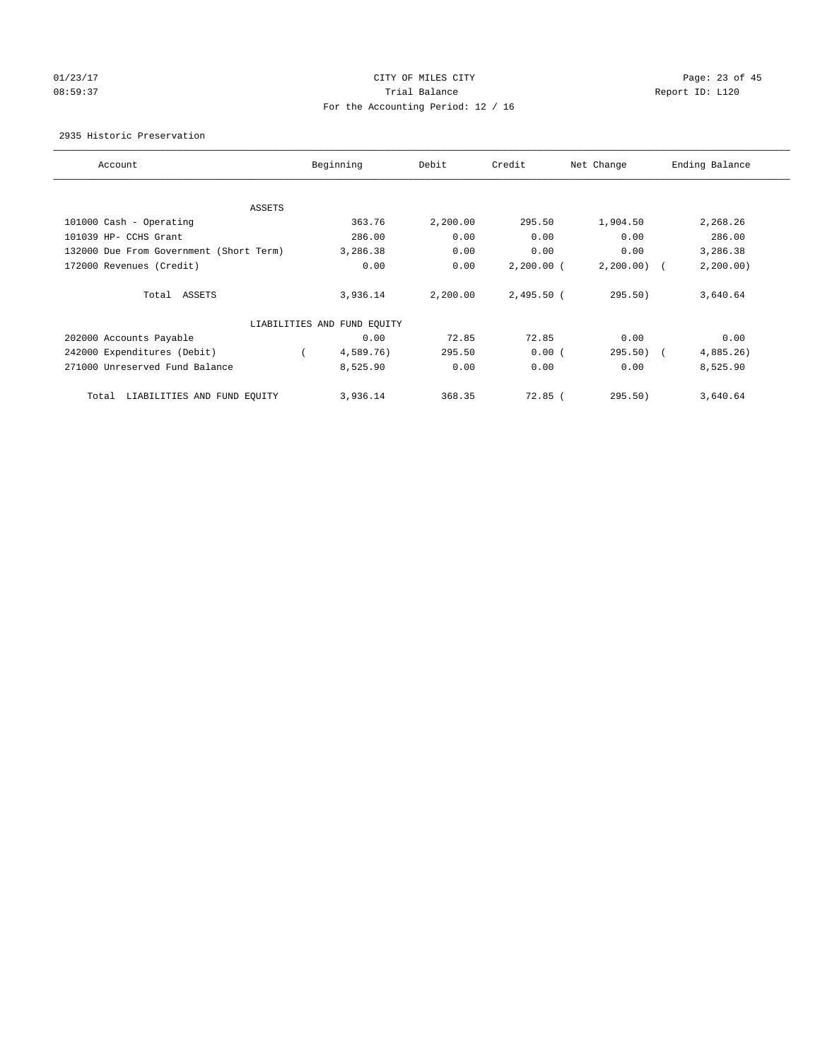CITY OF MILES CITY

Trial Balance

For the Accounting Period: 12 / 16

2935 Historic Preservation

| Account | Beginning | Debit | Credit | Net Change | Ending Balance |
|---|---|---|---|---|---|
| ASSETS | | | | | |
| 101000 Cash - Operating | 363.76 | 2,200.00 | 295.50 | 1,904.50 | 2,268.26 |
| 101039 HP- CCHS Grant | 286.00 | 0.00 | 0.00 | 0.00 | 286.00 |
| 132000 Due From Government (Short Term) | 3,286.38 | 0.00 | 0.00 | 0.00 | 3,286.38 |
| 172000 Revenues (Credit) | 0.00 | 0.00 | 2,200.00 | (2,200.00) | (2,200.00) |
| Total ASSETS | 3,936.14 | 2,200.00 | 2,495.50 | (295.50) | 3,640.64 |
| LIABILITIES AND FUND EQUITY | | | | | |
| 202000 Accounts Payable | 0.00 | 72.85 | 72.85 | 0.00 | 0.00 |
| 242000 Expenditures (Debit) | (4,589.76) | 295.50 | 0.00 | (295.50) | (4,885.26) |
| 271000 Unreserved Fund Balance | 8,525.90 | 0.00 | 0.00 | 0.00 | 8,525.90 |
| Total LIABILITIES AND FUND EQUITY | 3,936.14 | 368.35 | 72.85 | (295.50) | 3,640.64 |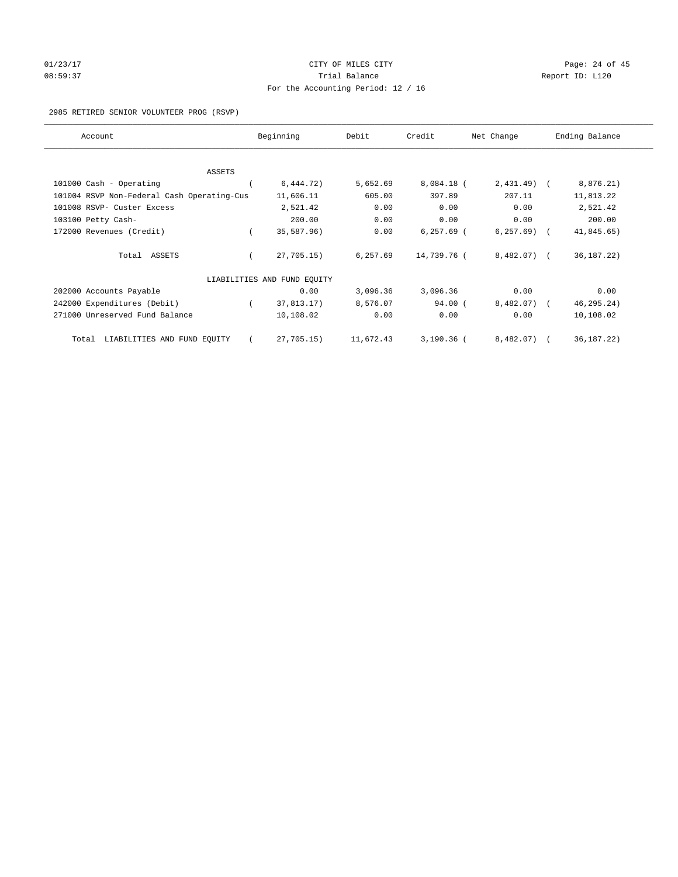CITY OF MILES CITY
Trial Balance
For the Accounting Period: 12 / 16

01/23/17
08:59:37

Report ID: L120

2985 RETIRED SENIOR VOLUNTEER PROG (RSVP)

| Account | Beginning | Debit | Credit | Net Change | Ending Balance |
|---|---|---|---|---|---|
| ASSETS | | | | | |
| 101000 Cash - Operating | ( 6,444.72) | 5,652.69 | 8,084.18 | ( 2,431.49) | ( 8,876.21) |
| 101004 RSVP Non-Federal Cash Operating-Cus | 11,606.11 | 605.00 | 397.89 | 207.11 | 11,813.22 |
| 101008 RSVP- Custer Excess | 2,521.42 | 0.00 | 0.00 | 0.00 | 2,521.42 |
| 103100 Petty Cash- | 200.00 | 0.00 | 0.00 | 0.00 | 200.00 |
| 172000 Revenues (Credit) | ( 35,587.96) | 0.00 | 6,257.69 | ( 6,257.69) | ( 41,845.65) |
| Total ASSETS | ( 27,705.15) | 6,257.69 | 14,739.76 | ( 8,482.07) | ( 36,187.22) |
| LIABILITIES AND FUND EQUITY | | | | | |
| 202000 Accounts Payable | 0.00 | 3,096.36 | 3,096.36 | 0.00 | 0.00 |
| 242000 Expenditures (Debit) | ( 37,813.17) | 8,576.07 | 94.00 | ( 8,482.07) | ( 46,295.24) |
| 271000 Unreserved Fund Balance | 10,108.02 | 0.00 | 0.00 | 0.00 | 10,108.02 |
| Total LIABILITIES AND FUND EQUITY | ( 27,705.15) | 11,672.43 | 3,190.36 | ( 8,482.07) | ( 36,187.22) |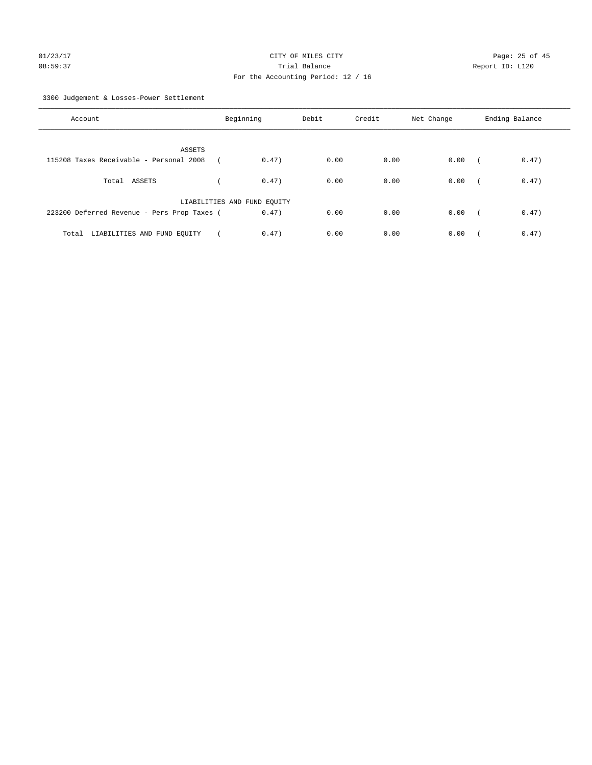CITY OF MILES CITY
Trial Balance
For the Accounting Period: 12 / 16

3300 Judgement & Losses-Power Settlement

| Account | Beginning | Debit | Credit | Net Change | Ending Balance |
|---|---|---|---|---|---|
| ASSETS | | | | | |
| 115208 Taxes Receivable - Personal 2008 | ( 0.47) | 0.00 | 0.00 | 0.00 | ( 0.47) |
| Total ASSETS | ( 0.47) | 0.00 | 0.00 | 0.00 | ( 0.47) |
| LIABILITIES AND FUND EQUITY | | | | | |
| 223200 Deferred Revenue - Pers Prop Taxes | ( 0.47) | 0.00 | 0.00 | 0.00 | ( 0.47) |
| Total LIABILITIES AND FUND EQUITY | ( 0.47) | 0.00 | 0.00 | 0.00 | ( 0.47) |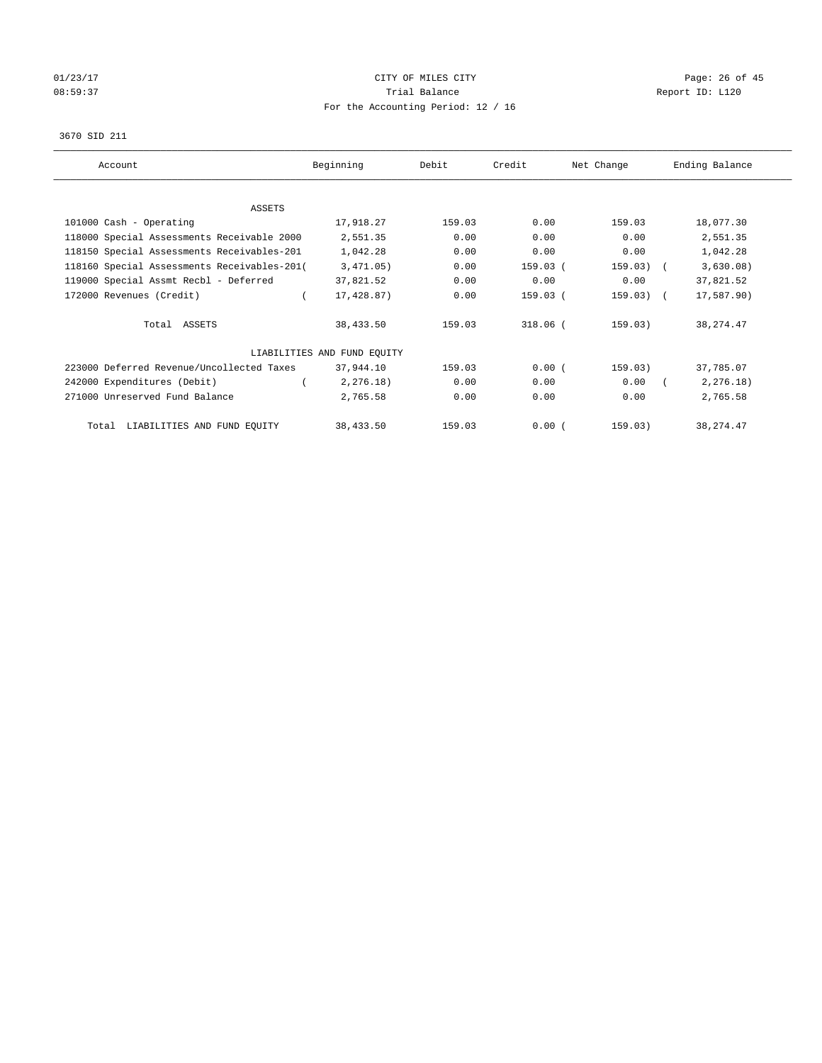CITY OF MILES CITY
Trial Balance
For the Accounting Period: 12 / 16

01/23/17
08:59:37

Report ID: L120

3670 SID 211

| Account | Beginning | Debit | Credit | Net Change | Ending Balance |
|---|---|---|---|---|---|
| ASSETS | | | | | |
| 101000 Cash - Operating | 17,918.27 | 159.03 | 0.00 | 159.03 | 18,077.30 |
| 118000 Special Assessments Receivable 2000 | 2,551.35 | 0.00 | 0.00 | 0.00 | 2,551.35 |
| 118150 Special Assessments Receivables-201 | 1,042.28 | 0.00 | 0.00 | 0.00 | 1,042.28 |
| 118160 Special Assessments Receivables-201 | (3,471.05) | 0.00 | 159.03 | (159.03) | (3,630.08) |
| 119000 Special Assmt Recbl - Deferred | 37,821.52 | 0.00 | 0.00 | 0.00 | 37,821.52 |
| 172000 Revenues (Credit) | (17,428.87) | 0.00 | 159.03 | (159.03) | (17,587.90) |
| Total ASSETS | 38,433.50 | 159.03 | 318.06 | (159.03) | 38,274.47 |
| LIABILITIES AND FUND EQUITY | | | | | |
| 223000 Deferred Revenue/Uncollected Taxes | 37,944.10 | 159.03 | 0.00 | (159.03) | 37,785.07 |
| 242000 Expenditures (Debit) | (2,276.18) | 0.00 | 0.00 | 0.00 | (2,276.18) |
| 271000 Unreserved Fund Balance | 2,765.58 | 0.00 | 0.00 | 0.00 | 2,765.58 |
| Total LIABILITIES AND FUND EQUITY | 38,433.50 | 159.03 | 0.00 | (159.03) | 38,274.47 |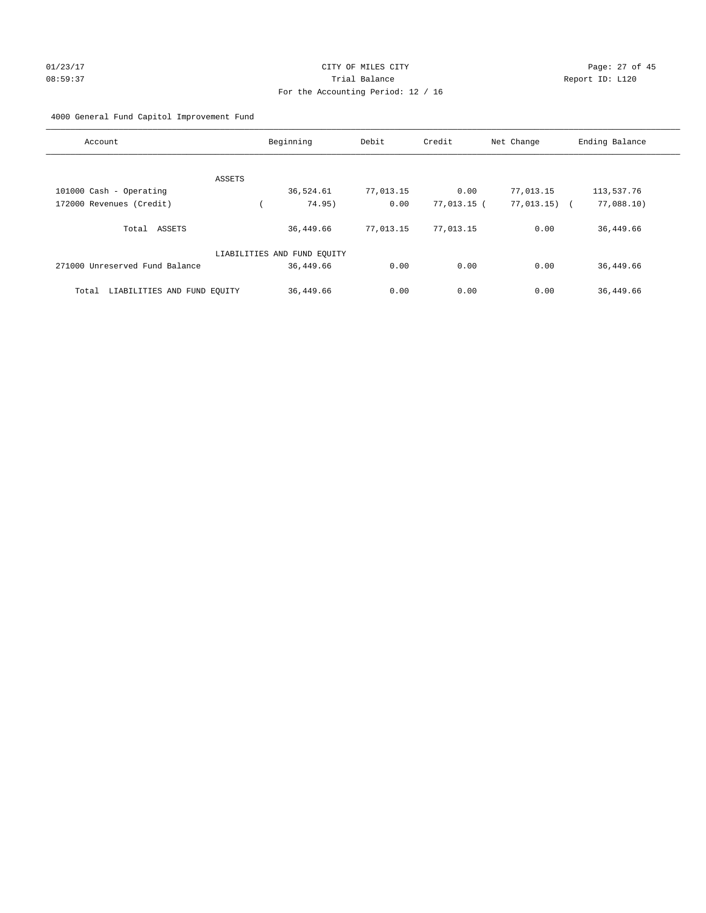CITY OF MILES CITY
Trial Balance
For the Accounting Period: 12 / 16

01/23/17
08:59:37

Report ID: L120

4000 General Fund Capitol Improvement Fund

| Account | Beginning | Debit | Credit | Net Change | Ending Balance |
|---|---|---|---|---|---|
| ASSETS | | | | | |
| 101000 Cash - Operating | 36,524.61 | 77,013.15 | 0.00 | 77,013.15 | 113,537.76 |
| 172000 Revenues (Credit) | ( 74.95) | 0.00 | 77,013.15 | ( 77,013.15) | ( 77,088.10) |
| Total ASSETS | 36,449.66 | 77,013.15 | 77,013.15 | 0.00 | 36,449.66 |
| LIABILITIES AND FUND EQUITY | | | | | |
| 271000 Unreserved Fund Balance | 36,449.66 | 0.00 | 0.00 | 0.00 | 36,449.66 |
| Total LIABILITIES AND FUND EQUITY | 36,449.66 | 0.00 | 0.00 | 0.00 | 36,449.66 |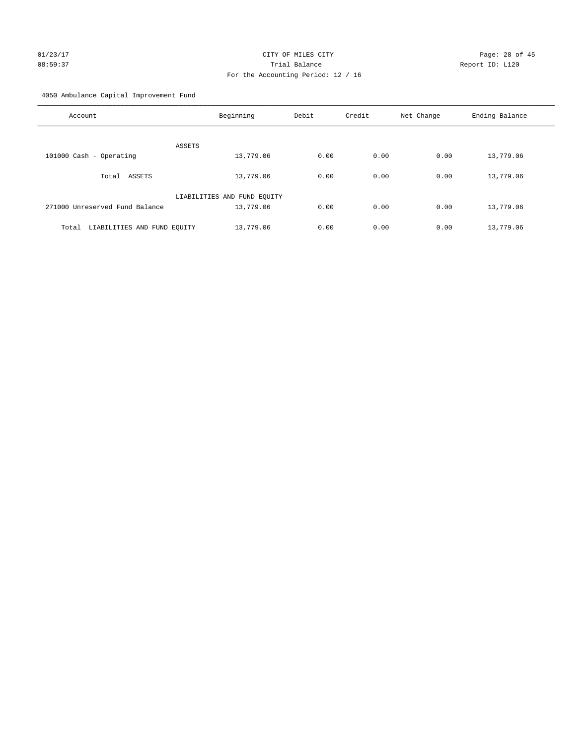CITY OF MILES CITY

Trial Balance

For the Accounting Period: 12 / 16

4050 Ambulance Capital Improvement Fund

| Account | Beginning | Debit | Credit | Net Change | Ending Balance |
|---|---|---|---|---|---|
| ASSETS | | | | | |
| 101000 Cash - Operating | 13,779.06 | 0.00 | 0.00 | 0.00 | 13,779.06 |
| Total ASSETS | 13,779.06 | 0.00 | 0.00 | 0.00 | 13,779.06 |
| LIABILITIES AND FUND EQUITY | | | | | |
| 271000 Unreserved Fund Balance | 13,779.06 | 0.00 | 0.00 | 0.00 | 13,779.06 |
| Total LIABILITIES AND FUND EQUITY | 13,779.06 | 0.00 | 0.00 | 0.00 | 13,779.06 |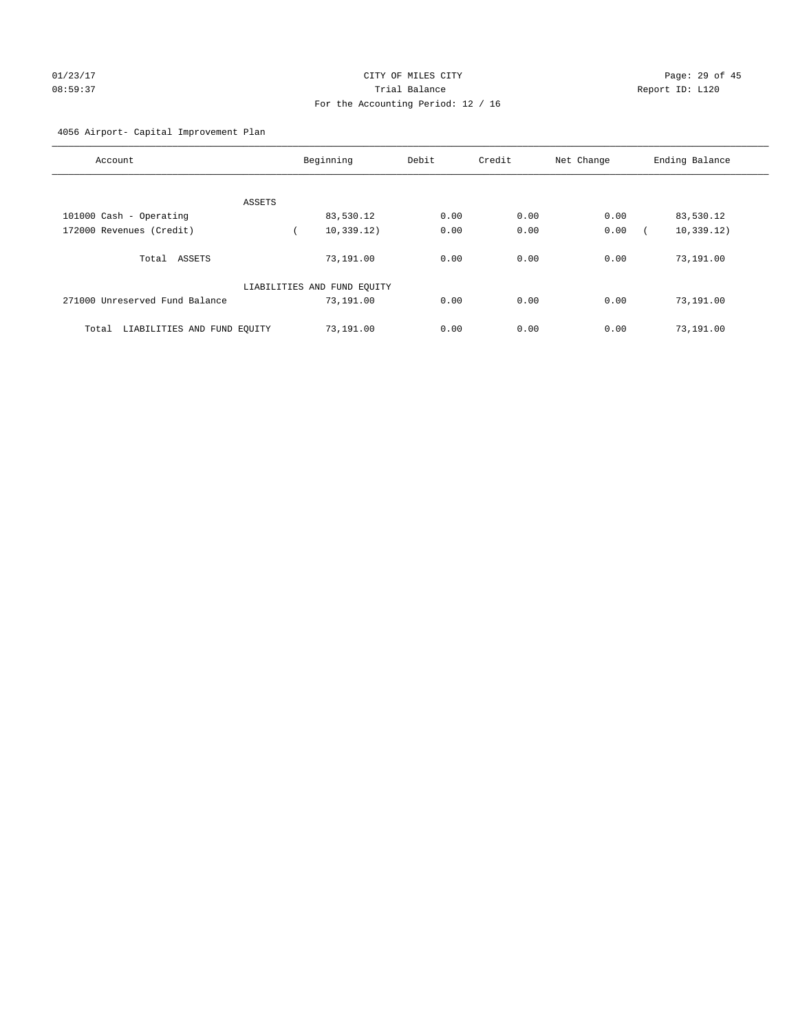CITY OF MILES CITY

Trial Balance

For the Accounting Period: 12 / 16

01/23/17 08:59:37 Report ID: L120

4056 Airport- Capital Improvement Plan

| Account | Beginning | Debit | Credit | Net Change | Ending Balance |
|---|---|---|---|---|---|
| ASSETS | | | | | |
| 101000 Cash - Operating | 83,530.12 | 0.00 | 0.00 | 0.00 | 83,530.12 |
| 172000 Revenues (Credit) | ( 10,339.12) | 0.00 | 0.00 | 0.00 | ( 10,339.12) |
| Total ASSETS | 73,191.00 | 0.00 | 0.00 | 0.00 | 73,191.00 |
| LIABILITIES AND FUND EQUITY | | | | | |
| 271000 Unreserved Fund Balance | 73,191.00 | 0.00 | 0.00 | 0.00 | 73,191.00 |
| Total LIABILITIES AND FUND EQUITY | 73,191.00 | 0.00 | 0.00 | 0.00 | 73,191.00 |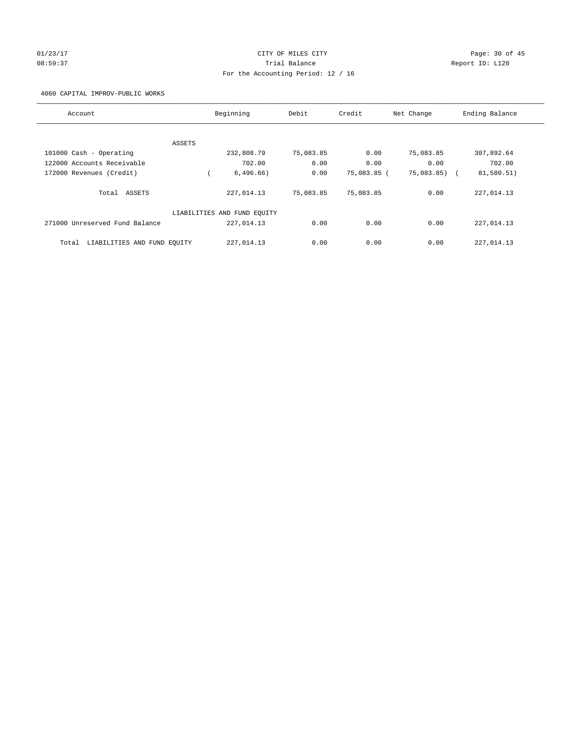CITY OF MILES CITY

Trial Balance

For the Accounting Period: 12 / 16

01/23/17 08:59:37 — Report ID: L120

4060 CAPITAL IMPROV-PUBLIC WORKS

| Account | Beginning | Debit | Credit | Net Change | Ending Balance |
|---|---|---|---|---|---|
| ASSETS | | | | | |
| 101000 Cash - Operating | 232,808.79 | 75,083.85 | 0.00 | 75,083.85 | 307,892.64 |
| 122000 Accounts Receivable | 702.00 | 0.00 | 0.00 | 0.00 | 702.00 |
| 172000 Revenues (Credit) | ( 6,496.66) | 0.00 | 75,083.85 | ( 75,083.85) | ( 81,580.51) |
| Total ASSETS | 227,014.13 | 75,083.85 | 75,083.85 | 0.00 | 227,014.13 |
| LIABILITIES AND FUND EQUITY | | | | | |
| 271000 Unreserved Fund Balance | 227,014.13 | 0.00 | 0.00 | 0.00 | 227,014.13 |
| Total LIABILITIES AND FUND EQUITY | 227,014.13 | 0.00 | 0.00 | 0.00 | 227,014.13 |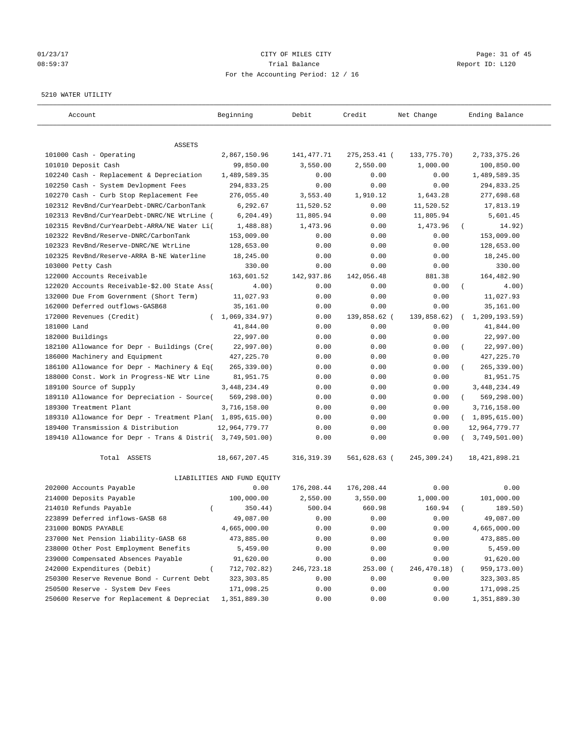# CITY OF MILES CITY

Trial Balance

For the Accounting Period: 12 / 16

01/23/17 08:59:37 — Report ID: L120

5210 WATER UTILITY

| Account | Beginning | Debit | Credit | Net Change | Ending Balance |
|---|---|---|---|---|---|
| **ASSETS** | | | | | |
| 101000 Cash - Operating | 2,867,150.96 | 141,477.71 | 275,253.41 | (133,775.70) | 2,733,375.26 |
| 101010 Deposit Cash | 99,850.00 | 3,550.00 | 2,550.00 | 1,000.00 | 100,850.00 |
| 102240 Cash - Replacement & Depreciation | 1,489,589.35 | 0.00 | 0.00 | 0.00 | 1,489,589.35 |
| 102250 Cash - System Devlopment Fees | 294,833.25 | 0.00 | 0.00 | 0.00 | 294,833.25 |
| 102270 Cash - Curb Stop Replacement Fee | 276,055.40 | 3,553.40 | 1,910.12 | 1,643.28 | 277,698.68 |
| 102312 RevBnd/CurYearDebt-DNRC/CarbonTank | 6,292.67 | 11,520.52 | 0.00 | 11,520.52 | 17,813.19 |
| 102313 RevBnd/CurYearDebt-DNRC/NE WtrLine | (6,204.49) | 11,805.94 | 0.00 | 11,805.94 | 5,601.45 |
| 102315 RevBnd/CurYearDebt-ARRA/NE Water Li | (1,488.88) | 1,473.96 | 0.00 | 1,473.96 | (14.92) |
| 102322 RevBnd/Reserve-DNRC/CarbonTank | 153,009.00 | 0.00 | 0.00 | 0.00 | 153,009.00 |
| 102323 RevBnd/Reserve-DNRC/NE WtrLine | 128,653.00 | 0.00 | 0.00 | 0.00 | 128,653.00 |
| 102325 RevBnd/Reserve-ARRA B-NE Waterline | 18,245.00 | 0.00 | 0.00 | 0.00 | 18,245.00 |
| 103000 Petty Cash | 330.00 | 0.00 | 0.00 | 0.00 | 330.00 |
| 122000 Accounts Receivable | 163,601.52 | 142,937.86 | 142,056.48 | 881.38 | 164,482.90 |
| 122020 Accounts Receivable-$2.00 State Ass | (4.00) | 0.00 | 0.00 | 0.00 | (4.00) |
| 132000 Due From Government (Short Term) | 11,027.93 | 0.00 | 0.00 | 0.00 | 11,027.93 |
| 162000 Deferred outflows-GASB68 | 35,161.00 | 0.00 | 0.00 | 0.00 | 35,161.00 |
| 172000 Revenues (Credit) | (1,069,334.97) | 0.00 | 139,858.62 | (139,858.62) | (1,209,193.59) |
| 181000 Land | 41,844.00 | 0.00 | 0.00 | 0.00 | 41,844.00 |
| 182000 Buildings | 22,997.00 | 0.00 | 0.00 | 0.00 | 22,997.00 |
| 182100 Allowance for Depr - Buildings (Cre | (22,997.00) | 0.00 | 0.00 | 0.00 | (22,997.00) |
| 186000 Machinery and Equipment | 427,225.70 | 0.00 | 0.00 | 0.00 | 427,225.70 |
| 186100 Allowance for Depr - Machinery & Eq | (265,339.00) | 0.00 | 0.00 | 0.00 | (265,339.00) |
| 188000 Const. Work in Progress-NE Wtr Line | 81,951.75 | 0.00 | 0.00 | 0.00 | 81,951.75 |
| 189100 Source of Supply | 3,448,234.49 | 0.00 | 0.00 | 0.00 | 3,448,234.49 |
| 189110 Allowance for Depreciation - Source | (569,298.00) | 0.00 | 0.00 | 0.00 | (569,298.00) |
| 189300 Treatment Plant | 3,716,158.00 | 0.00 | 0.00 | 0.00 | 3,716,158.00 |
| 189310 Allowance for Depr - Treatment Plan | (1,895,615.00) | 0.00 | 0.00 | 0.00 | (1,895,615.00) |
| 189400 Transmission & Distribution | 12,964,779.77 | 0.00 | 0.00 | 0.00 | 12,964,779.77 |
| 189410 Allowance for Depr - Trans & Distri | (3,749,501.00) | 0.00 | 0.00 | 0.00 | (3,749,501.00) |
| Total ASSETS | 18,667,207.45 | 316,319.39 | 561,628.63 | (245,309.24) | 18,421,898.21 |
| **LIABILITIES AND FUND EQUITY** | | | | | |
| 202000 Accounts Payable | 0.00 | 176,208.44 | 176,208.44 | 0.00 | 0.00 |
| 214000 Deposits Payable | 100,000.00 | 2,550.00 | 3,550.00 | 1,000.00 | 101,000.00 |
| 214010 Refunds Payable | (350.44) | 500.04 | 660.98 | 160.94 | (189.50) |
| 223899 Deferred inflows-GASB 68 | 49,087.00 | 0.00 | 0.00 | 0.00 | 49,087.00 |
| 231000 BONDS PAYABLE | 4,665,000.00 | 0.00 | 0.00 | 0.00 | 4,665,000.00 |
| 237000 Net Pension liability-GASB 68 | 473,885.00 | 0.00 | 0.00 | 0.00 | 473,885.00 |
| 238000 Other Post Employment Benefits | 5,459.00 | 0.00 | 0.00 | 0.00 | 5,459.00 |
| 239000 Compensated Absences Payable | 91,620.00 | 0.00 | 0.00 | 0.00 | 91,620.00 |
| 242000 Expenditures (Debit) | (712,702.82) | 246,723.18 | 253.00 | (246,470.18) | (959,173.00) |
| 250300 Reserve Revenue Bond - Current Debt | 323,303.85 | 0.00 | 0.00 | 0.00 | 323,303.85 |
| 250500 Reserve - System Dev Fees | 171,098.25 | 0.00 | 0.00 | 0.00 | 171,098.25 |
| 250600 Reserve for Replacement & Depreciat | 1,351,889.30 | 0.00 | 0.00 | 0.00 | 1,351,889.30 |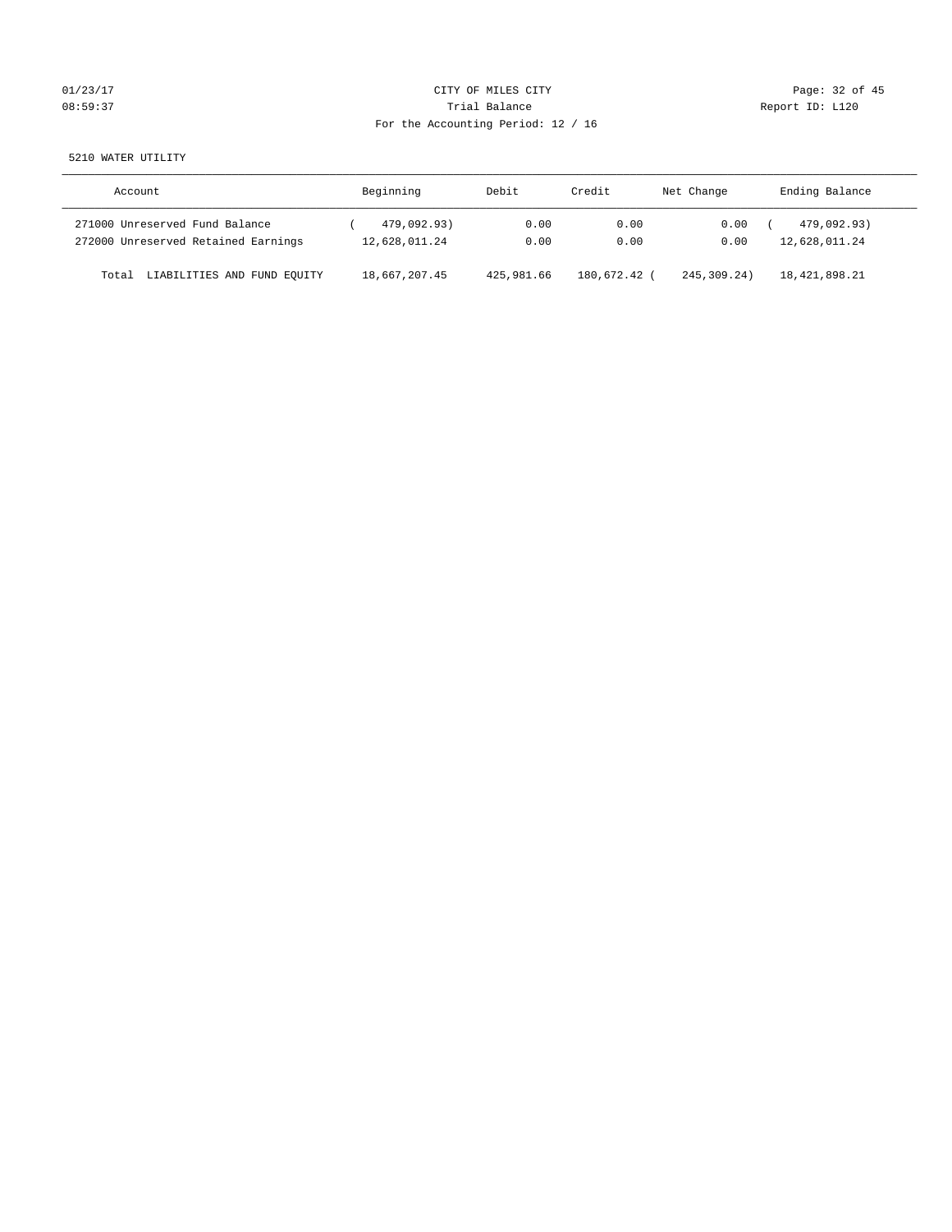CITY OF MILES CITY

Trial Balance

For the Accounting Period: 12 / 16

5210 WATER UTILITY

| Account | Beginning | Debit | Credit | Net Change | Ending Balance |
|---|---|---|---|---|---|
| 271000 Unreserved Fund Balance | ( 479,092.93) | 0.00 | 0.00 | 0.00 | ( 479,092.93) |
| 272000 Unreserved Retained Earnings | 12,628,011.24 | 0.00 | 0.00 | 0.00 | 12,628,011.24 |
| Total LIABILITIES AND FUND EQUITY | 18,667,207.45 | 425,981.66 | 180,672.42 | ( 245,309.24) | 18,421,898.21 |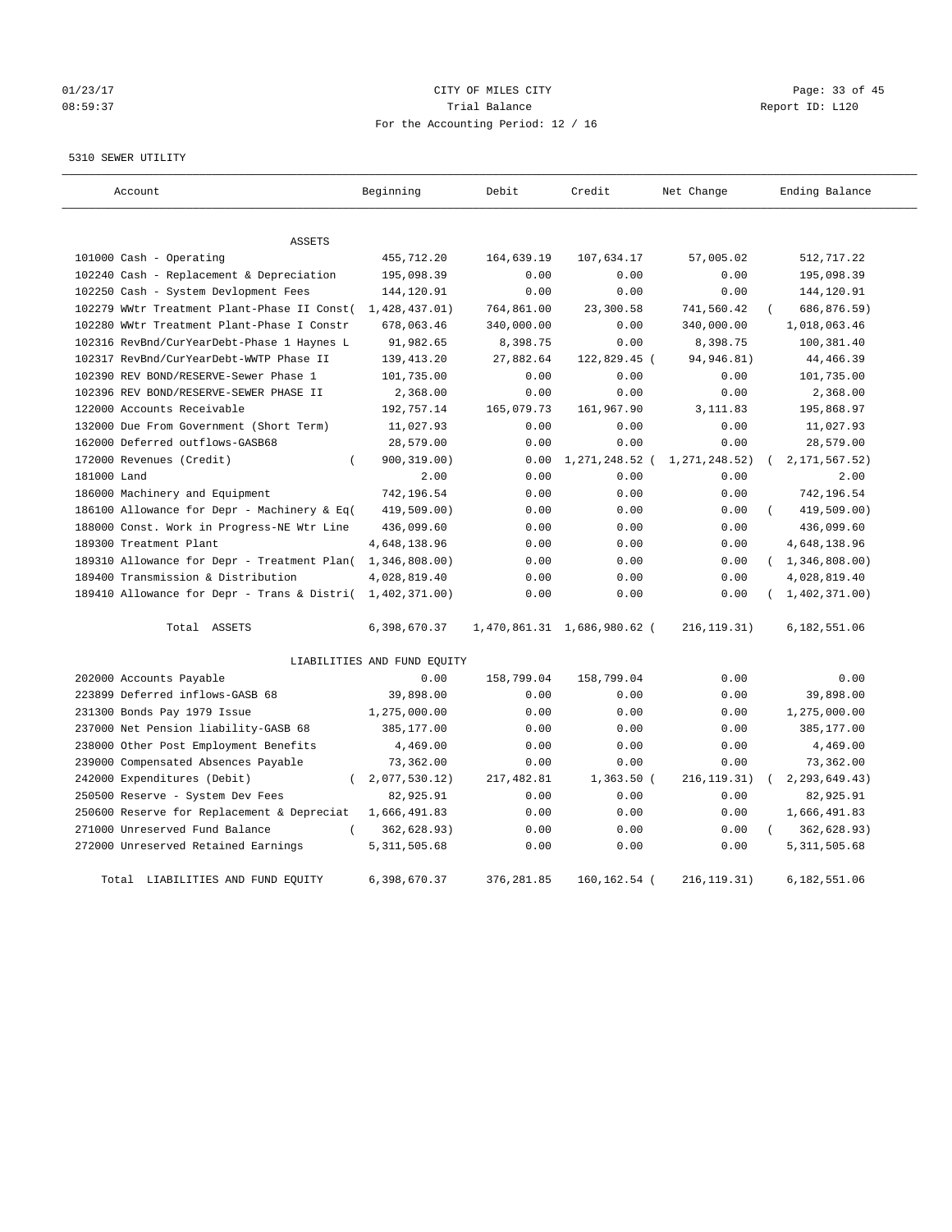CITY OF MILES CITY
Trial Balance
For the Accounting Period: 12 / 16

01/23/17
08:59:37

Report ID: L120

5310 SEWER UTILITY

| Account | Beginning | Debit | Credit | Net Change | Ending Balance |
|---|---|---|---|---|---|
| ASSETS | | | | | |
| 101000 Cash - Operating | 455,712.20 | 164,639.19 | 107,634.17 | 57,005.02 | 512,717.22 |
| 102240 Cash - Replacement & Depreciation | 195,098.39 | 0.00 | 0.00 | 0.00 | 195,098.39 |
| 102250 Cash - System Devlopment Fees | 144,120.91 | 0.00 | 0.00 | 0.00 | 144,120.91 |
| 102279 WWtr Treatment Plant-Phase II Const | ( 1,428,437.01) | 764,861.00 | 23,300.58 | 741,560.42 | ( 686,876.59) |
| 102280 WWtr Treatment Plant-Phase I Constr | 678,063.46 | 340,000.00 | 0.00 | 340,000.00 | 1,018,063.46 |
| 102316 RevBnd/CurYearDebt-Phase 1 Haynes L | 91,982.65 | 8,398.75 | 0.00 | 8,398.75 | 100,381.40 |
| 102317 RevBnd/CurYearDebt-WWTP Phase II | 139,413.20 | 27,882.64 | 122,829.45 | ( 94,946.81) | 44,466.39 |
| 102390 REV BOND/RESERVE-Sewer Phase 1 | 101,735.00 | 0.00 | 0.00 | 0.00 | 101,735.00 |
| 102396 REV BOND/RESERVE-SEWER PHASE II | 2,368.00 | 0.00 | 0.00 | 0.00 | 2,368.00 |
| 122000 Accounts Receivable | 192,757.14 | 165,079.73 | 161,967.90 | 3,111.83 | 195,868.97 |
| 132000 Due From Government (Short Term) | 11,027.93 | 0.00 | 0.00 | 0.00 | 11,027.93 |
| 162000 Deferred outflows-GASB68 | 28,579.00 | 0.00 | 0.00 | 0.00 | 28,579.00 |
| 172000 Revenues (Credit) | ( 900,319.00) | 0.00 | 1,271,248.52 | ( 1,271,248.52) | ( 2,171,567.52) |
| 181000 Land | 2.00 | 0.00 | 0.00 | 0.00 | 2.00 |
| 186000 Machinery and Equipment | 742,196.54 | 0.00 | 0.00 | 0.00 | 742,196.54 |
| 186100 Allowance for Depr - Machinery & Eq | ( 419,509.00) | 0.00 | 0.00 | 0.00 | ( 419,509.00) |
| 188000 Const. Work in Progress-NE Wtr Line | 436,099.60 | 0.00 | 0.00 | 0.00 | 436,099.60 |
| 189300 Treatment Plant | 4,648,138.96 | 0.00 | 0.00 | 0.00 | 4,648,138.96 |
| 189310 Allowance for Depr - Treatment Plan | ( 1,346,808.00) | 0.00 | 0.00 | 0.00 | ( 1,346,808.00) |
| 189400 Transmission & Distribution | 4,028,819.40 | 0.00 | 0.00 | 0.00 | 4,028,819.40 |
| 189410 Allowance for Depr - Trans & Distri | ( 1,402,371.00) | 0.00 | 0.00 | 0.00 | ( 1,402,371.00) |
| Total ASSETS | 6,398,670.37 | 1,470,861.31 | 1,686,980.62 | ( 216,119.31) | 6,182,551.06 |
| LIABILITIES AND FUND EQUITY | | | | | |
| 202000 Accounts Payable | 0.00 | 158,799.04 | 158,799.04 | 0.00 | 0.00 |
| 223899 Deferred inflows-GASB 68 | 39,898.00 | 0.00 | 0.00 | 0.00 | 39,898.00 |
| 231300 Bonds Pay 1979 Issue | 1,275,000.00 | 0.00 | 0.00 | 0.00 | 1,275,000.00 |
| 237000 Net Pension liability-GASB 68 | 385,177.00 | 0.00 | 0.00 | 0.00 | 385,177.00 |
| 238000 Other Post Employment Benefits | 4,469.00 | 0.00 | 0.00 | 0.00 | 4,469.00 |
| 239000 Compensated Absences Payable | 73,362.00 | 0.00 | 0.00 | 0.00 | 73,362.00 |
| 242000 Expenditures (Debit) | ( 2,077,530.12) | 217,482.81 | 1,363.50 | ( 216,119.31) | ( 2,293,649.43) |
| 250500 Reserve - System Dev Fees | 82,925.91 | 0.00 | 0.00 | 0.00 | 82,925.91 |
| 250600 Reserve for Replacement & Depreciat | 1,666,491.83 | 0.00 | 0.00 | 0.00 | 1,666,491.83 |
| 271000 Unreserved Fund Balance | ( 362,628.93) | 0.00 | 0.00 | 0.00 | ( 362,628.93) |
| 272000 Unreserved Retained Earnings | 5,311,505.68 | 0.00 | 0.00 | 0.00 | 5,311,505.68 |
| Total LIABILITIES AND FUND EQUITY | 6,398,670.37 | 376,281.85 | 160,162.54 | ( 216,119.31) | 6,182,551.06 |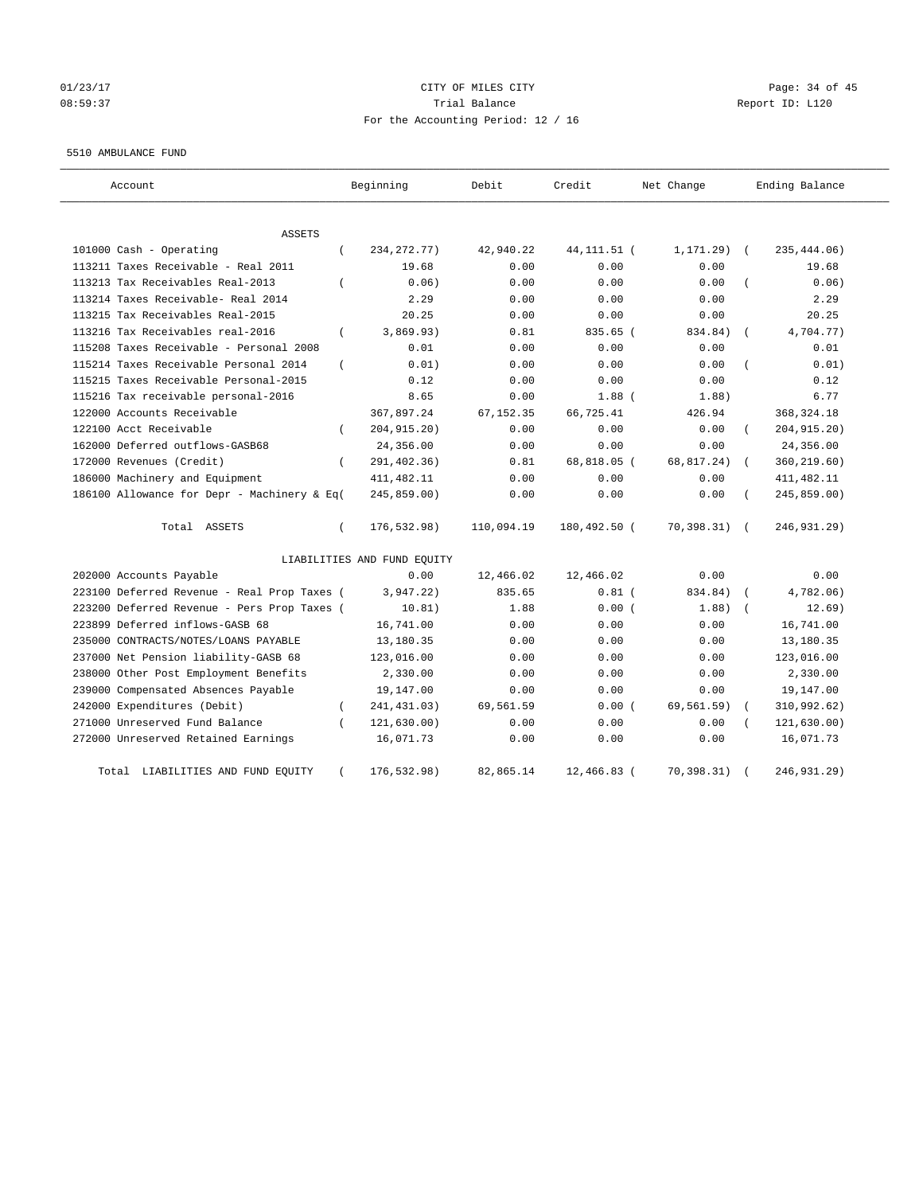CITY OF MILES CITY
Trial Balance
For the Accounting Period: 12 / 16

5510 AMBULANCE FUND

| Account | Beginning | Debit | Credit | Net Change | Ending Balance |
|---|---|---|---|---|---|
| ASSETS | | | | | |
| 101000 Cash - Operating | ( 234,272.77) | 42,940.22 | 44,111.51 | ( 1,171.29) | ( 235,444.06) |
| 113211 Taxes Receivable - Real 2011 | 19.68 | 0.00 | 0.00 | 0.00 | 19.68 |
| 113213 Tax Receivables Real-2013 | ( 0.06) | 0.00 | 0.00 | 0.00 | ( 0.06) |
| 113214 Taxes Receivable- Real 2014 | 2.29 | 0.00 | 0.00 | 0.00 | 2.29 |
| 113215 Tax Receivables Real-2015 | 20.25 | 0.00 | 0.00 | 0.00 | 20.25 |
| 113216 Tax Receivables real-2016 | ( 3,869.93) | 0.81 | 835.65 | ( 834.84) | ( 4,704.77) |
| 115208 Taxes Receivable - Personal 2008 | 0.01 | 0.00 | 0.00 | 0.00 | 0.01 |
| 115214 Taxes Receivable Personal 2014 | ( 0.01) | 0.00 | 0.00 | 0.00 | ( 0.01) |
| 115215 Taxes Receivable Personal-2015 | 0.12 | 0.00 | 0.00 | 0.00 | 0.12 |
| 115216 Tax receivable personal-2016 | 8.65 | 0.00 | 1.88 | ( 1.88) | 6.77 |
| 122000 Accounts Receivable | 367,897.24 | 67,152.35 | 66,725.41 | 426.94 | 368,324.18 |
| 122100 Acct Receivable | ( 204,915.20) | 0.00 | 0.00 | 0.00 | ( 204,915.20) |
| 162000 Deferred outflows-GASB68 | 24,356.00 | 0.00 | 0.00 | 0.00 | 24,356.00 |
| 172000 Revenues (Credit) | ( 291,402.36) | 0.81 | 68,818.05 | ( 68,817.24) | ( 360,219.60) |
| 186000 Machinery and Equipment | 411,482.11 | 0.00 | 0.00 | 0.00 | 411,482.11 |
| 186100 Allowance for Depr - Machinery & Eq | ( 245,859.00) | 0.00 | 0.00 | 0.00 | ( 245,859.00) |
| Total ASSETS | ( 176,532.98) | 110,094.19 | 180,492.50 | ( 70,398.31) | ( 246,931.29) |
| LIABILITIES AND FUND EQUITY | | | | | |
| 202000 Accounts Payable | 0.00 | 12,466.02 | 12,466.02 | 0.00 | 0.00 |
| 223100 Deferred Revenue - Real Prop Taxes | ( 3,947.22) | 835.65 | 0.81 | ( 834.84) | ( 4,782.06) |
| 223200 Deferred Revenue - Pers Prop Taxes | ( 10.81) | 1.88 | 0.00 | ( 1.88) | ( 12.69) |
| 223899 Deferred inflows-GASB 68 | 16,741.00 | 0.00 | 0.00 | 0.00 | 16,741.00 |
| 235000 CONTRACTS/NOTES/LOANS PAYABLE | 13,180.35 | 0.00 | 0.00 | 0.00 | 13,180.35 |
| 237000 Net Pension liability-GASB 68 | 123,016.00 | 0.00 | 0.00 | 0.00 | 123,016.00 |
| 238000 Other Post Employment Benefits | 2,330.00 | 0.00 | 0.00 | 0.00 | 2,330.00 |
| 239000 Compensated Absences Payable | 19,147.00 | 0.00 | 0.00 | 0.00 | 19,147.00 |
| 242000 Expenditures (Debit) | ( 241,431.03) | 69,561.59 | 0.00 | ( 69,561.59) | ( 310,992.62) |
| 271000 Unreserved Fund Balance | ( 121,630.00) | 0.00 | 0.00 | 0.00 | ( 121,630.00) |
| 272000 Unreserved Retained Earnings | 16,071.73 | 0.00 | 0.00 | 0.00 | 16,071.73 |
| Total LIABILITIES AND FUND EQUITY | ( 176,532.98) | 82,865.14 | 12,466.83 | ( 70,398.31) | ( 246,931.29) |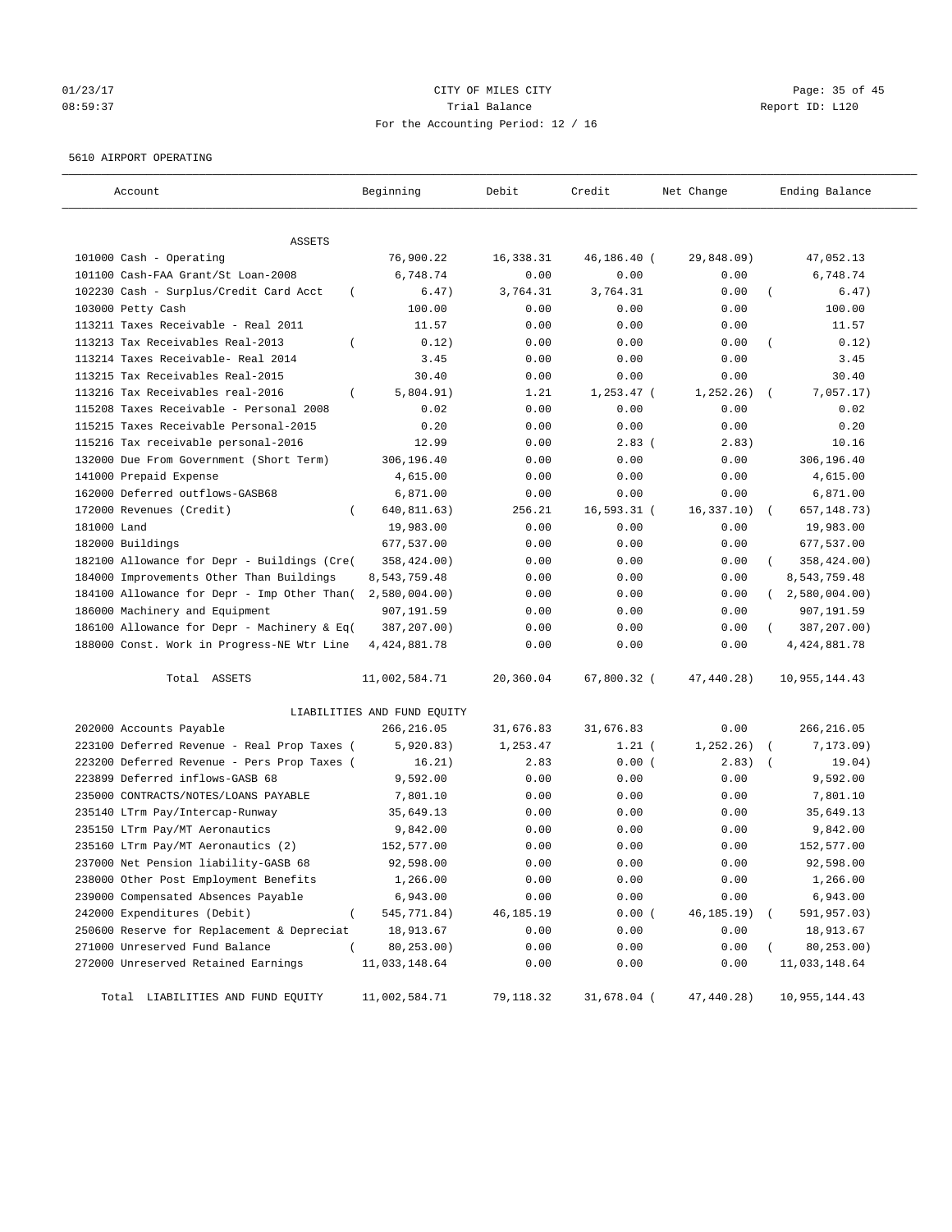01/23/17 CITY OF MILES CITY
08:59:37 Trial Balance Report ID: L120
For the Accounting Period: 12 / 16

5610 AIRPORT OPERATING

| Account | Beginning | Debit | Credit | Net Change | Ending Balance |
|---|---|---|---|---|---|
| ASSETS | | | | | |
| 101000 Cash - Operating | 76,900.22 | 16,338.31 | 46,186.40 | ( 29,848.09) | 47,052.13 |
| 101100 Cash-FAA Grant/St Loan-2008 | 6,748.74 | 0.00 | 0.00 | 0.00 | 6,748.74 |
| 102230 Cash - Surplus/Credit Card Acct | ( 6.47) | 3,764.31 | 3,764.31 | 0.00 | ( 6.47) |
| 103000 Petty Cash | 100.00 | 0.00 | 0.00 | 0.00 | 100.00 |
| 113211 Taxes Receivable - Real 2011 | 11.57 | 0.00 | 0.00 | 0.00 | 11.57 |
| 113213 Tax Receivables Real-2013 | ( 0.12) | 0.00 | 0.00 | 0.00 | ( 0.12) |
| 113214 Taxes Receivable- Real 2014 | 3.45 | 0.00 | 0.00 | 0.00 | 3.45 |
| 113215 Tax Receivables Real-2015 | 30.40 | 0.00 | 0.00 | 0.00 | 30.40 |
| 113216 Tax Receivables real-2016 | ( 5,804.91) | 1.21 | 1,253.47 | ( 1,252.26) | ( 7,057.17) |
| 115208 Taxes Receivable - Personal 2008 | 0.02 | 0.00 | 0.00 | 0.00 | 0.02 |
| 115215 Taxes Receivable Personal-2015 | 0.20 | 0.00 | 0.00 | 0.00 | 0.20 |
| 115216 Tax receivable personal-2016 | 12.99 | 0.00 | 2.83 | ( 2.83) | 10.16 |
| 132000 Due From Government (Short Term) | 306,196.40 | 0.00 | 0.00 | 0.00 | 306,196.40 |
| 141000 Prepaid Expense | 4,615.00 | 0.00 | 0.00 | 0.00 | 4,615.00 |
| 162000 Deferred outflows-GASB68 | 6,871.00 | 0.00 | 0.00 | 0.00 | 6,871.00 |
| 172000 Revenues (Credit) | ( 640,811.63) | 256.21 | 16,593.31 | ( 16,337.10) | ( 657,148.73) |
| 181000 Land | 19,983.00 | 0.00 | 0.00 | 0.00 | 19,983.00 |
| 182000 Buildings | 677,537.00 | 0.00 | 0.00 | 0.00 | 677,537.00 |
| 182100 Allowance for Depr - Buildings (Cre( | 358,424.00) | 0.00 | 0.00 | 0.00 | ( 358,424.00) |
| 184000 Improvements Other Than Buildings | 8,543,759.48 | 0.00 | 0.00 | 0.00 | 8,543,759.48 |
| 184100 Allowance for Depr - Imp Other Than( | 2,580,004.00) | 0.00 | 0.00 | 0.00 | ( 2,580,004.00) |
| 186000 Machinery and Equipment | 907,191.59 | 0.00 | 0.00 | 0.00 | 907,191.59 |
| 186100 Allowance for Depr - Machinery & Eq( | 387,207.00) | 0.00 | 0.00 | 0.00 | ( 387,207.00) |
| 188000 Const. Work in Progress-NE Wtr Line | 4,424,881.78 | 0.00 | 0.00 | 0.00 | 4,424,881.78 |
| Total ASSETS | 11,002,584.71 | 20,360.04 | 67,800.32 | ( 47,440.28) | 10,955,144.43 |
| LIABILITIES AND FUND EQUITY | | | | | |
| 202000 Accounts Payable | 266,216.05 | 31,676.83 | 31,676.83 | 0.00 | 266,216.05 |
| 223100 Deferred Revenue - Real Prop Taxes ( | 5,920.83) | 1,253.47 | 1.21 | ( 1,252.26) | ( 7,173.09) |
| 223200 Deferred Revenue - Pers Prop Taxes ( | 16.21) | 2.83 | 0.00 | ( 2.83) | ( 19.04) |
| 223899 Deferred inflows-GASB 68 | 9,592.00 | 0.00 | 0.00 | 0.00 | 9,592.00 |
| 235000 CONTRACTS/NOTES/LOANS PAYABLE | 7,801.10 | 0.00 | 0.00 | 0.00 | 7,801.10 |
| 235140 LTrm Pay/Intercap-Runway | 35,649.13 | 0.00 | 0.00 | 0.00 | 35,649.13 |
| 235150 LTrm Pay/MT Aeronautics | 9,842.00 | 0.00 | 0.00 | 0.00 | 9,842.00 |
| 235160 LTrm Pay/MT Aeronautics (2) | 152,577.00 | 0.00 | 0.00 | 0.00 | 152,577.00 |
| 237000 Net Pension liability-GASB 68 | 92,598.00 | 0.00 | 0.00 | 0.00 | 92,598.00 |
| 238000 Other Post Employment Benefits | 1,266.00 | 0.00 | 0.00 | 0.00 | 1,266.00 |
| 239000 Compensated Absences Payable | 6,943.00 | 0.00 | 0.00 | 0.00 | 6,943.00 |
| 242000 Expenditures (Debit) | ( 545,771.84) | 46,185.19 | 0.00 | ( 46,185.19) | ( 591,957.03) |
| 250600 Reserve for Replacement & Depreciat | 18,913.67 | 0.00 | 0.00 | 0.00 | 18,913.67 |
| 271000 Unreserved Fund Balance | ( 80,253.00) | 0.00 | 0.00 | 0.00 | ( 80,253.00) |
| 272000 Unreserved Retained Earnings | 11,033,148.64 | 0.00 | 0.00 | 0.00 | 11,033,148.64 |
| Total LIABILITIES AND FUND EQUITY | 11,002,584.71 | 79,118.32 | 31,678.04 | ( 47,440.28) | 10,955,144.43 |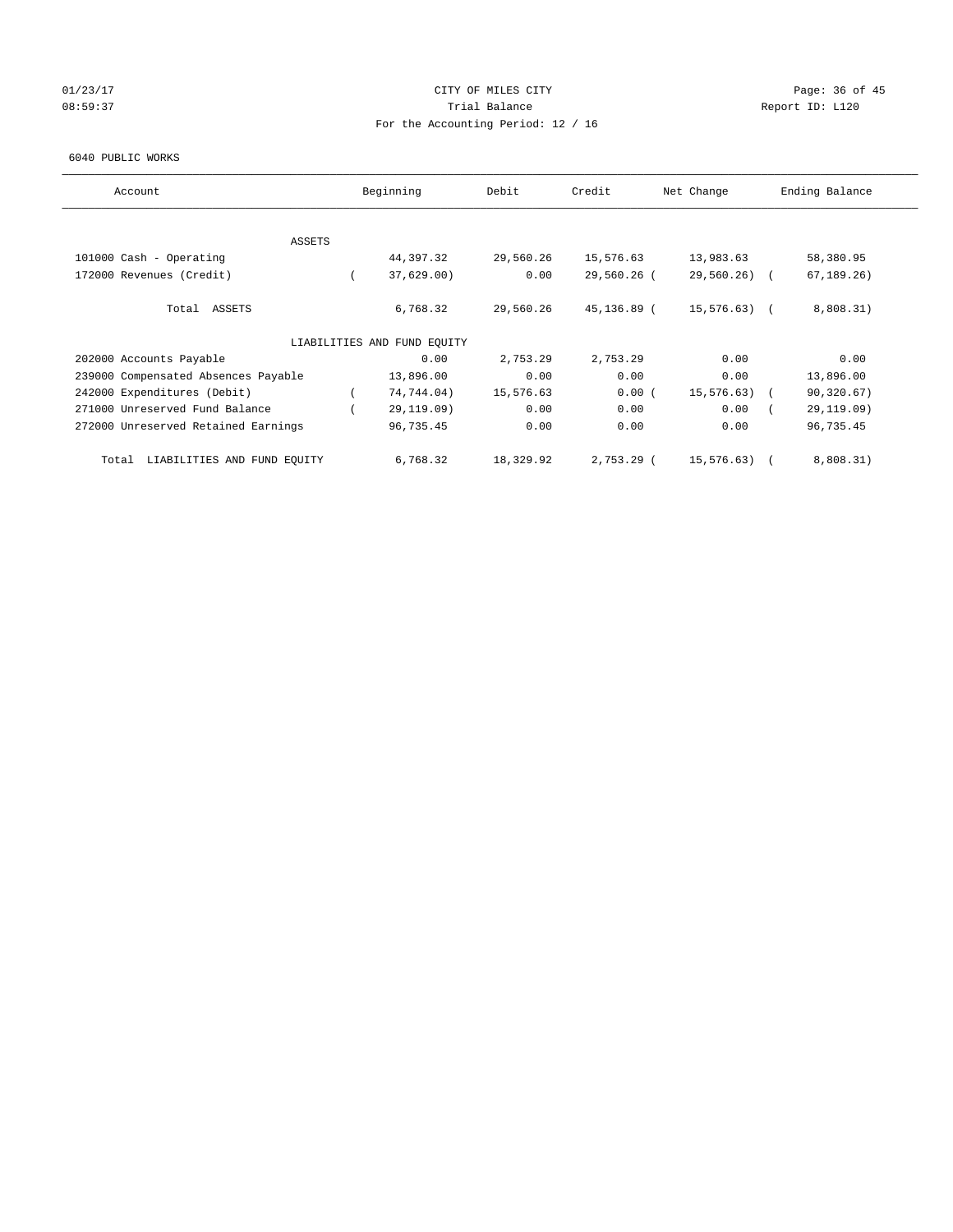CITY OF MILES CITY

Trial Balance

For the Accounting Period: 12 / 16

01/23/17 08:59:37

Report ID: L120

6040 PUBLIC WORKS

| Account | Beginning | Debit | Credit | Net Change | Ending Balance |
|---|---|---|---|---|---|
| ASSETS | | | | | |
| 101000 Cash - Operating | 44,397.32 | 29,560.26 | 15,576.63 | 13,983.63 | 58,380.95 |
| 172000 Revenues (Credit) | ( 37,629.00) | 0.00 | 29,560.26 | ( 29,560.26) | ( 67,189.26) |
| Total ASSETS | 6,768.32 | 29,560.26 | 45,136.89 | ( 15,576.63) | ( 8,808.31) |
| LIABILITIES AND FUND EQUITY | | | | | |
| 202000 Accounts Payable | 0.00 | 2,753.29 | 2,753.29 | 0.00 | 0.00 |
| 239000 Compensated Absences Payable | 13,896.00 | 0.00 | 0.00 | 0.00 | 13,896.00 |
| 242000 Expenditures (Debit) | ( 74,744.04) | 15,576.63 | 0.00 | ( 15,576.63) | ( 90,320.67) |
| 271000 Unreserved Fund Balance | ( 29,119.09) | 0.00 | 0.00 | 0.00 | ( 29,119.09) |
| 272000 Unreserved Retained Earnings | 96,735.45 | 0.00 | 0.00 | 0.00 | 96,735.45 |
| Total LIABILITIES AND FUND EQUITY | 6,768.32 | 18,329.92 | 2,753.29 | ( 15,576.63) | ( 8,808.31) |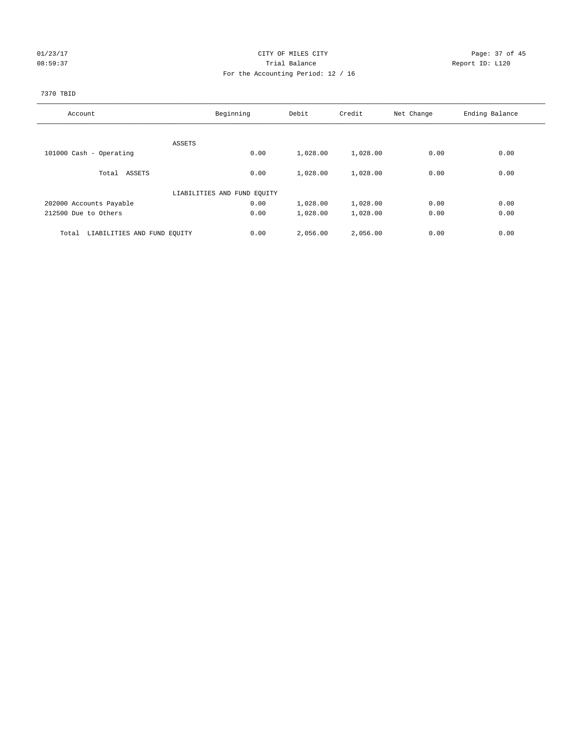CITY OF MILES CITY

Trial Balance

For the Accounting Period: 12 / 16

01/23/17 08:59:37 Report ID: L120

7370 TBID

| Account | Beginning | Debit | Credit | Net Change | Ending Balance |
|---|---|---|---|---|---|
| ASSETS | | | | | |
| 101000 Cash - Operating | 0.00 | 1,028.00 | 1,028.00 | 0.00 | 0.00 |
| Total ASSETS | 0.00 | 1,028.00 | 1,028.00 | 0.00 | 0.00 |
| LIABILITIES AND FUND EQUITY | | | | | |
| 202000 Accounts Payable | 0.00 | 1,028.00 | 1,028.00 | 0.00 | 0.00 |
| 212500 Due to Others | 0.00 | 1,028.00 | 1,028.00 | 0.00 | 0.00 |
| Total LIABILITIES AND FUND EQUITY | 0.00 | 2,056.00 | 2,056.00 | 0.00 | 0.00 |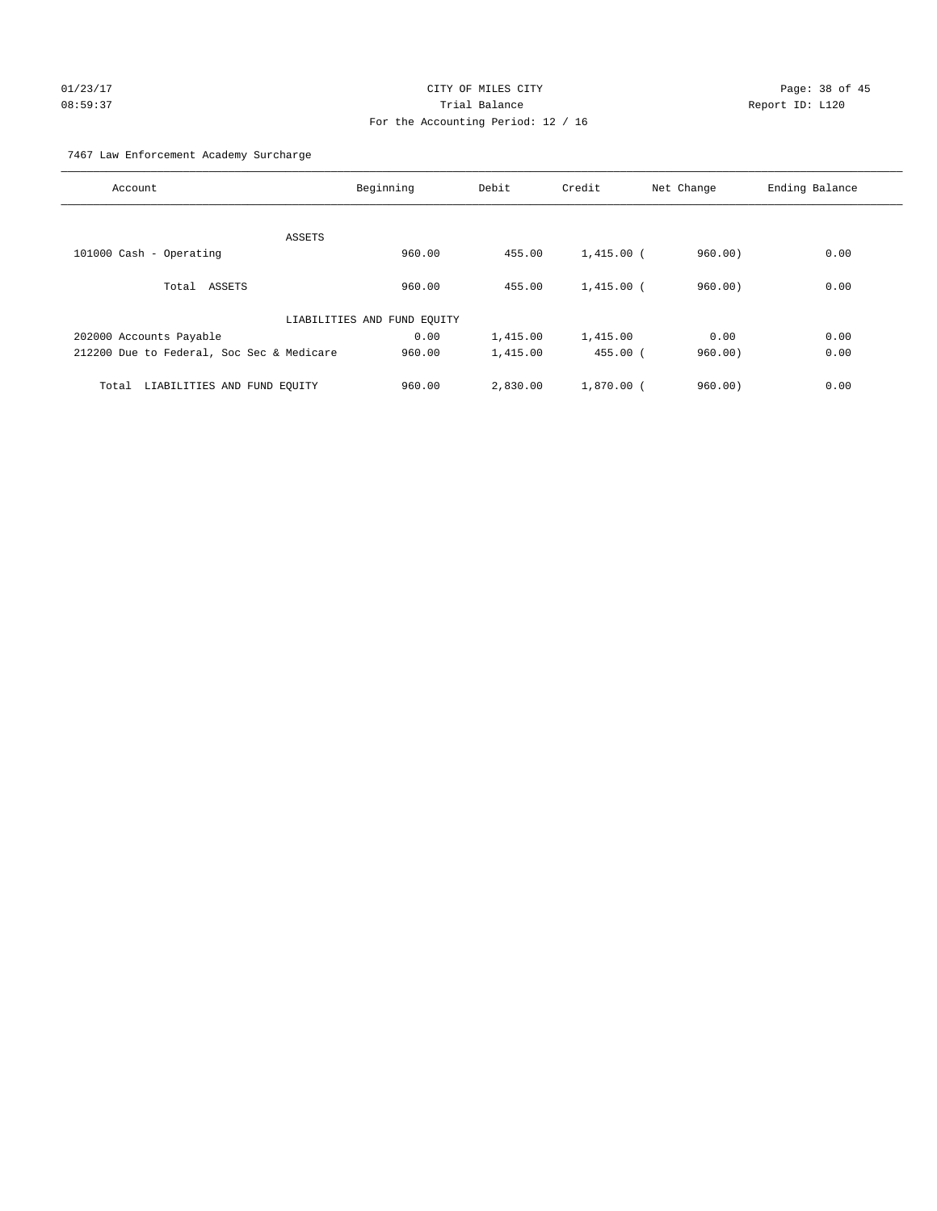CITY OF MILES CITY
Trial Balance
For the Accounting Period: 12 / 16

01/23/17
08:59:37

Report ID: L120

7467 Law Enforcement Academy Surcharge

| Account | Beginning | Debit | Credit | Net Change | Ending Balance |
|---|---|---|---|---|---|
| ASSETS | | | | | |
| 101000 Cash - Operating | 960.00 | 455.00 | 1,415.00 | ( 960.00) | 0.00 |
| Total ASSETS | 960.00 | 455.00 | 1,415.00 | ( 960.00) | 0.00 |
| LIABILITIES AND FUND EQUITY | | | | | |
| 202000 Accounts Payable | 0.00 | 1,415.00 | 1,415.00 | 0.00 | 0.00 |
| 212200 Due to Federal, Soc Sec & Medicare | 960.00 | 1,415.00 | 455.00 | ( 960.00) | 0.00 |
| Total LIABILITIES AND FUND EQUITY | 960.00 | 2,830.00 | 1,870.00 | ( 960.00) | 0.00 |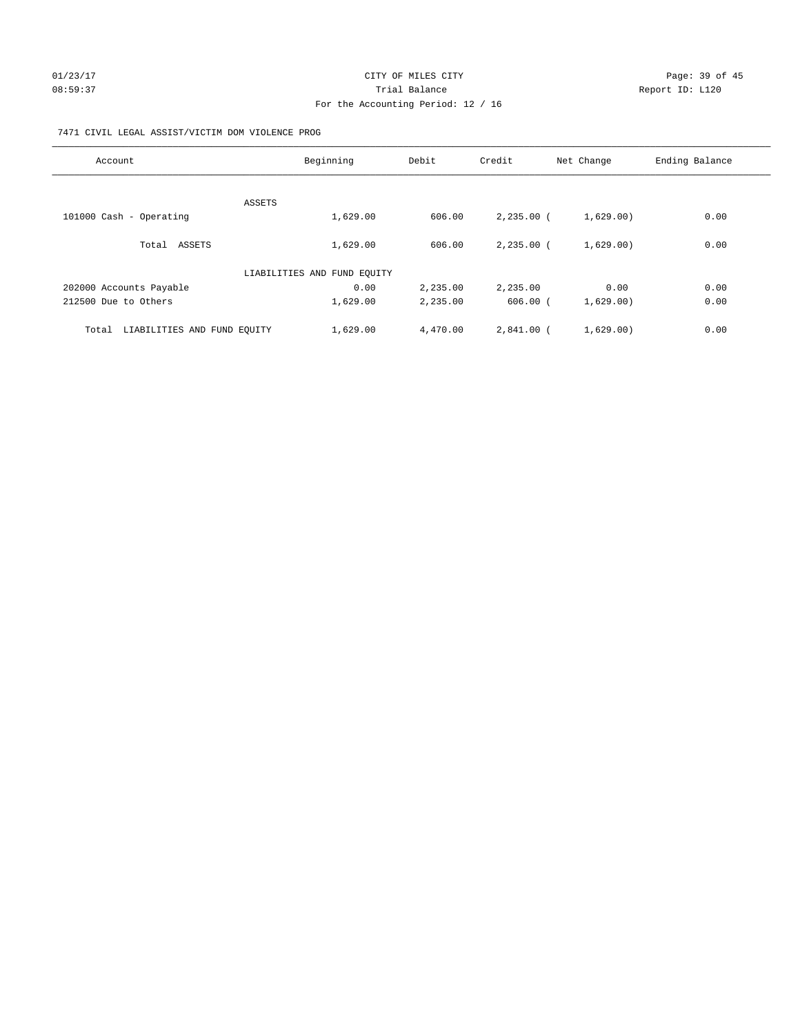CITY OF MILES CITY
Trial Balance
For the Accounting Period: 12 / 16

7471 CIVIL LEGAL ASSIST/VICTIM DOM VIOLENCE PROG

| Account | Beginning | Debit | Credit | Net Change | Ending Balance |
|---|---|---|---|---|---|
| ASSETS | | | | | |
| 101000 Cash - Operating | 1,629.00 | 606.00 | 2,235.00 | (1,629.00) | 0.00 |
| Total ASSETS | 1,629.00 | 606.00 | 2,235.00 | (1,629.00) | 0.00 |
| LIABILITIES AND FUND EQUITY | | | | | |
| 202000 Accounts Payable | 0.00 | 2,235.00 | 2,235.00 | 0.00 | 0.00 |
| 212500 Due to Others | 1,629.00 | 2,235.00 | 606.00 | (1,629.00) | 0.00 |
| Total LIABILITIES AND FUND EQUITY | 1,629.00 | 4,470.00 | 2,841.00 | (1,629.00) | 0.00 |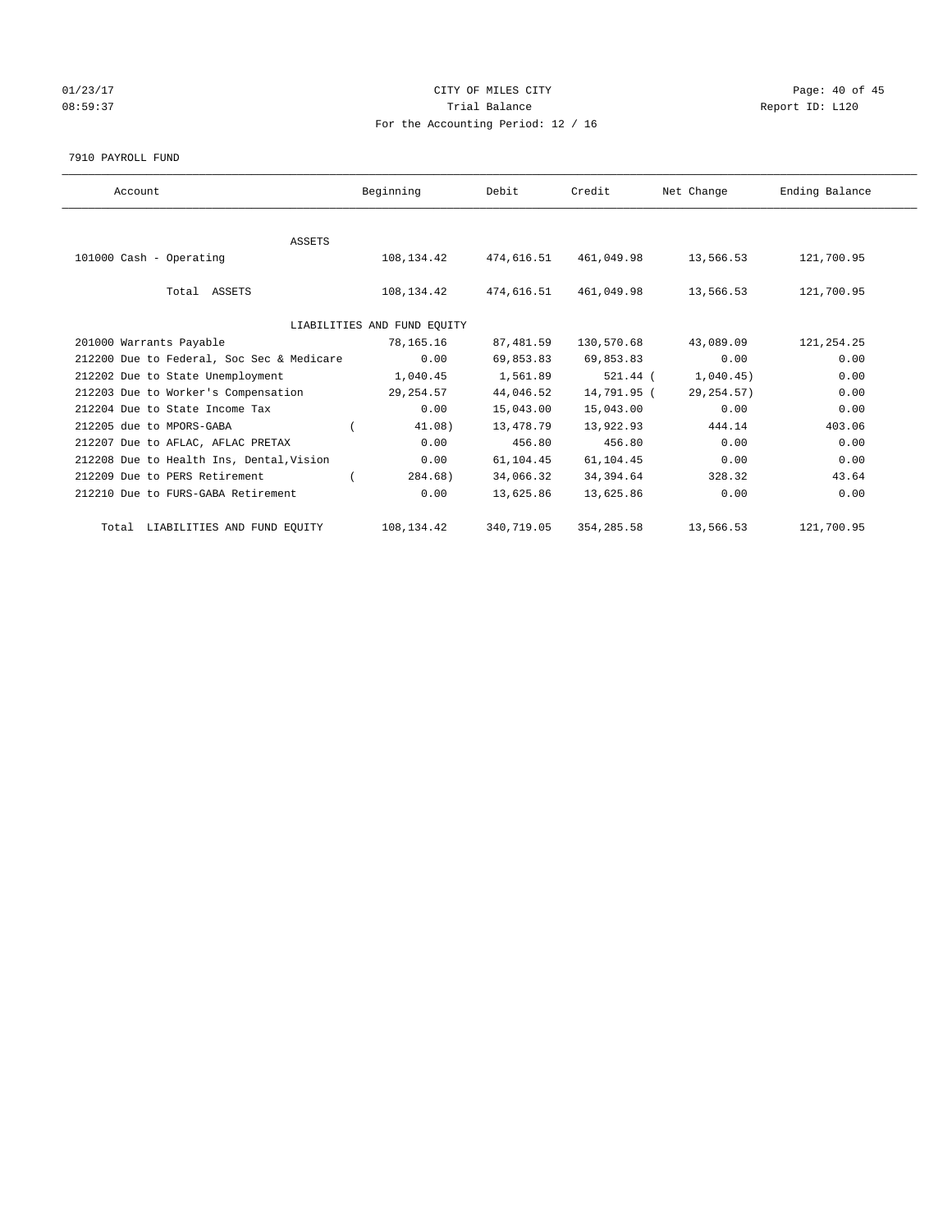CITY OF MILES CITY
Trial Balance
For the Accounting Period: 12 / 16

01/23/17
08:59:37

Report ID: L120

7910 PAYROLL FUND

| Account | Beginning | Debit | Credit | Net Change | Ending Balance |
|---|---|---|---|---|---|
| ASSETS | | | | | |
| 101000 Cash - Operating | 108,134.42 | 474,616.51 | 461,049.98 | 13,566.53 | 121,700.95 |
| Total ASSETS | 108,134.42 | 474,616.51 | 461,049.98 | 13,566.53 | 121,700.95 |
| LIABILITIES AND FUND EQUITY | | | | | |
| 201000 Warrants Payable | 78,165.16 | 87,481.59 | 130,570.68 | 43,089.09 | 121,254.25 |
| 212200 Due to Federal, Soc Sec & Medicare | 0.00 | 69,853.83 | 69,853.83 | 0.00 | 0.00 |
| 212202 Due to State Unemployment | 1,040.45 | 1,561.89 | 521.44 | ( 1,040.45) | 0.00 |
| 212203 Due to Worker's Compensation | 29,254.57 | 44,046.52 | 14,791.95 | ( 29,254.57) | 0.00 |
| 212204 Due to State Income Tax | 0.00 | 15,043.00 | 15,043.00 | 0.00 | 0.00 |
| 212205 due to MPORS-GABA | ( 41.08) | 13,478.79 | 13,922.93 | 444.14 | 403.06 |
| 212207 Due to AFLAC, AFLAC PRETAX | 0.00 | 456.80 | 456.80 | 0.00 | 0.00 |
| 212208 Due to Health Ins, Dental,Vision | 0.00 | 61,104.45 | 61,104.45 | 0.00 | 0.00 |
| 212209 Due to PERS Retirement | ( 284.68) | 34,066.32 | 34,394.64 | 328.32 | 43.64 |
| 212210 Due to FURS-GABA Retirement | 0.00 | 13,625.86 | 13,625.86 | 0.00 | 0.00 |
| Total LIABILITIES AND FUND EQUITY | 108,134.42 | 340,719.05 | 354,285.58 | 13,566.53 | 121,700.95 |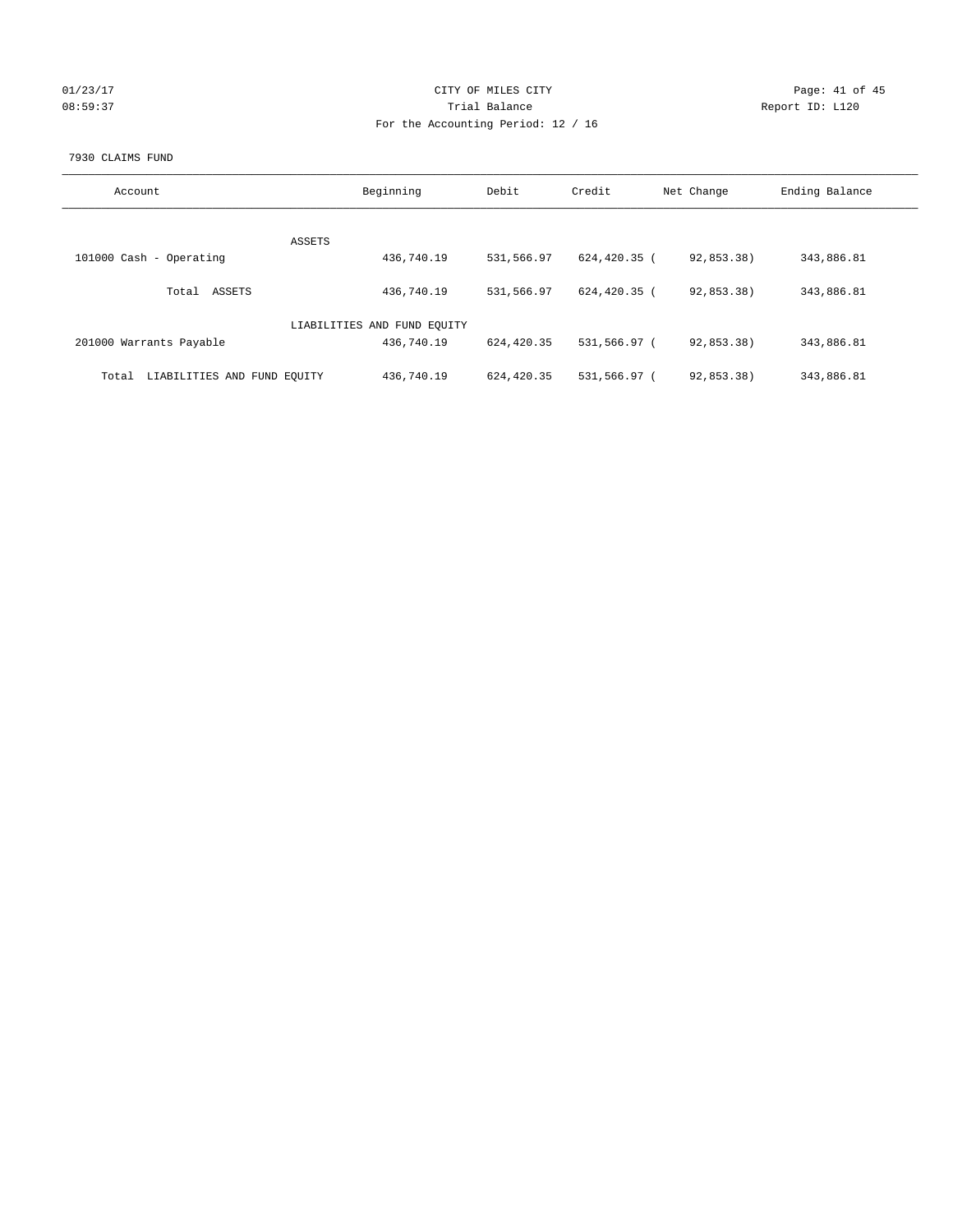01/23/17 CITY OF MILES CITY
08:59:37 Trial Balance Report ID: L120
For the Accounting Period: 12 / 16

7930 CLAIMS FUND

| Account | Beginning | Debit | Credit | Net Change | Ending Balance |
|---|---|---|---|---|---|
| ASSETS | | | | | |
| 101000 Cash - Operating | 436,740.19 | 531,566.97 | 624,420.35 | ( 92,853.38) | 343,886.81 |
| Total ASSETS | 436,740.19 | 531,566.97 | 624,420.35 | ( 92,853.38) | 343,886.81 |
| LIABILITIES AND FUND EQUITY | | | | | |
| 201000 Warrants Payable | 436,740.19 | 624,420.35 | 531,566.97 | ( 92,853.38) | 343,886.81 |
| Total LIABILITIES AND FUND EQUITY | 436,740.19 | 624,420.35 | 531,566.97 | ( 92,853.38) | 343,886.81 |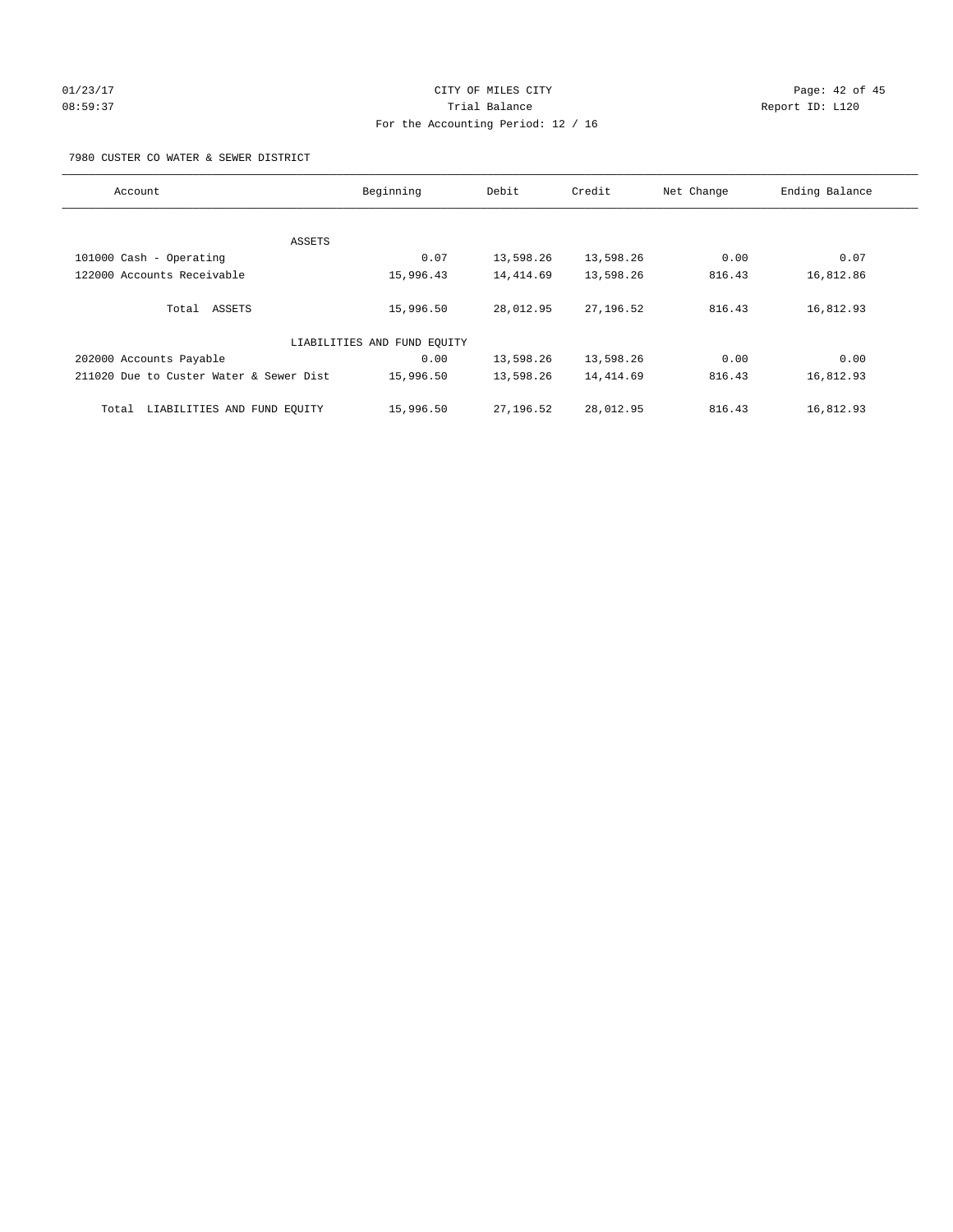CITY OF MILES CITY

Trial Balance

For the Accounting Period: 12 / 16

01/23/17 08:59:37 Report ID: L120

7980 CUSTER CO WATER & SEWER DISTRICT

| Account | Beginning | Debit | Credit | Net Change | Ending Balance |
|---|---|---|---|---|---|
| ASSETS | | | | | |
| 101000 Cash - Operating | 0.07 | 13,598.26 | 13,598.26 | 0.00 | 0.07 |
| 122000 Accounts Receivable | 15,996.43 | 14,414.69 | 13,598.26 | 816.43 | 16,812.86 |
| Total ASSETS | 15,996.50 | 28,012.95 | 27,196.52 | 816.43 | 16,812.93 |
| LIABILITIES AND FUND EQUITY | | | | | |
| 202000 Accounts Payable | 0.00 | 13,598.26 | 13,598.26 | 0.00 | 0.00 |
| 211020 Due to Custer Water & Sewer Dist | 15,996.50 | 13,598.26 | 14,414.69 | 816.43 | 16,812.93 |
| Total LIABILITIES AND FUND EQUITY | 15,996.50 | 27,196.52 | 28,012.95 | 816.43 | 16,812.93 |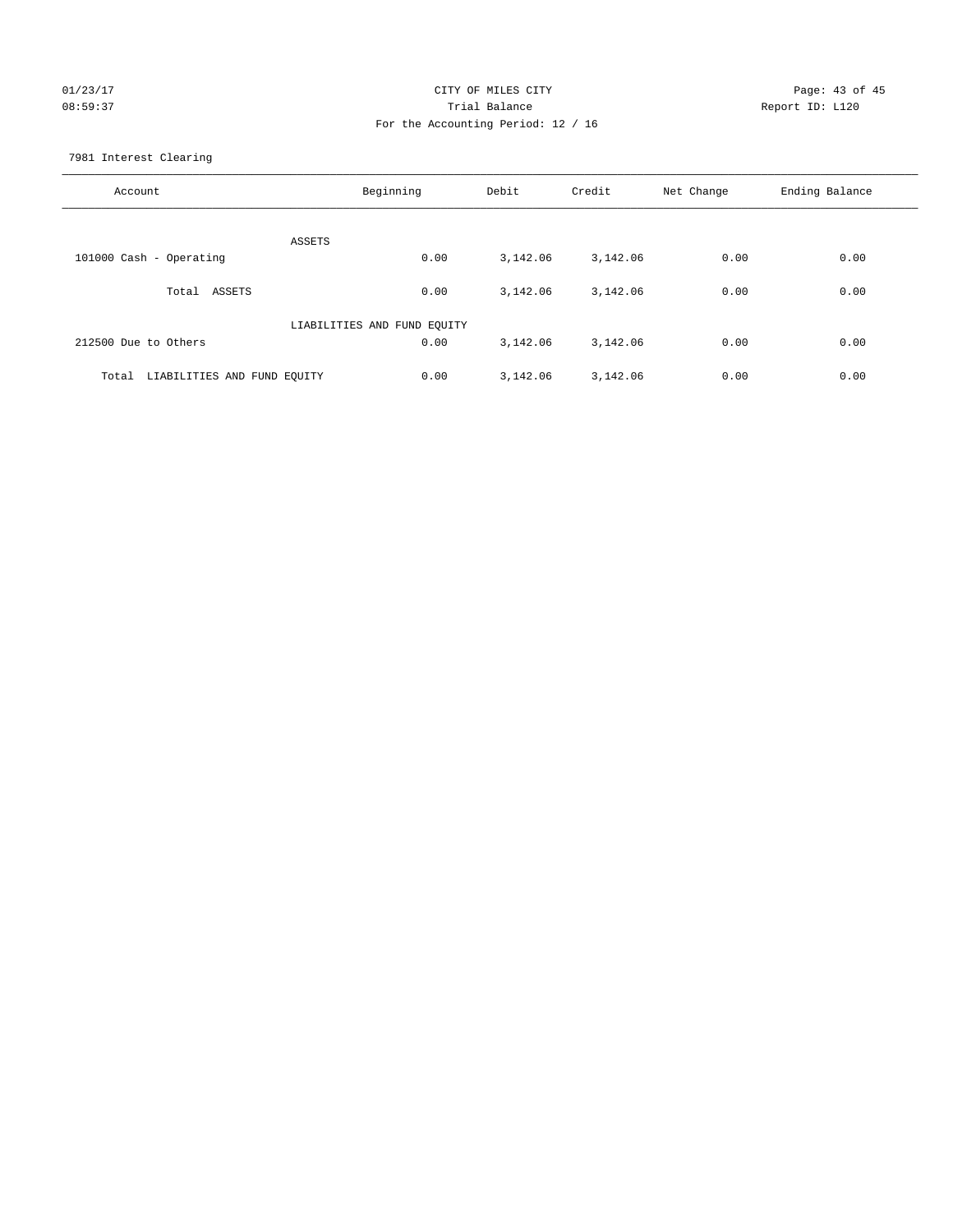CITY OF MILES CITY

Trial Balance

For the Accounting Period: 12 / 16

01/23/17 08:59:37 — Report ID: L120

7981 Interest Clearing

| Account | Beginning | Debit | Credit | Net Change | Ending Balance |
|---|---|---|---|---|---|
| ASSETS | | | | | |
| 101000 Cash - Operating | 0.00 | 3,142.06 | 3,142.06 | 0.00 | 0.00 |
| Total ASSETS | 0.00 | 3,142.06 | 3,142.06 | 0.00 | 0.00 |
| LIABILITIES AND FUND EQUITY | | | | | |
| 212500 Due to Others | 0.00 | 3,142.06 | 3,142.06 | 0.00 | 0.00 |
| Total LIABILITIES AND FUND EQUITY | 0.00 | 3,142.06 | 3,142.06 | 0.00 | 0.00 |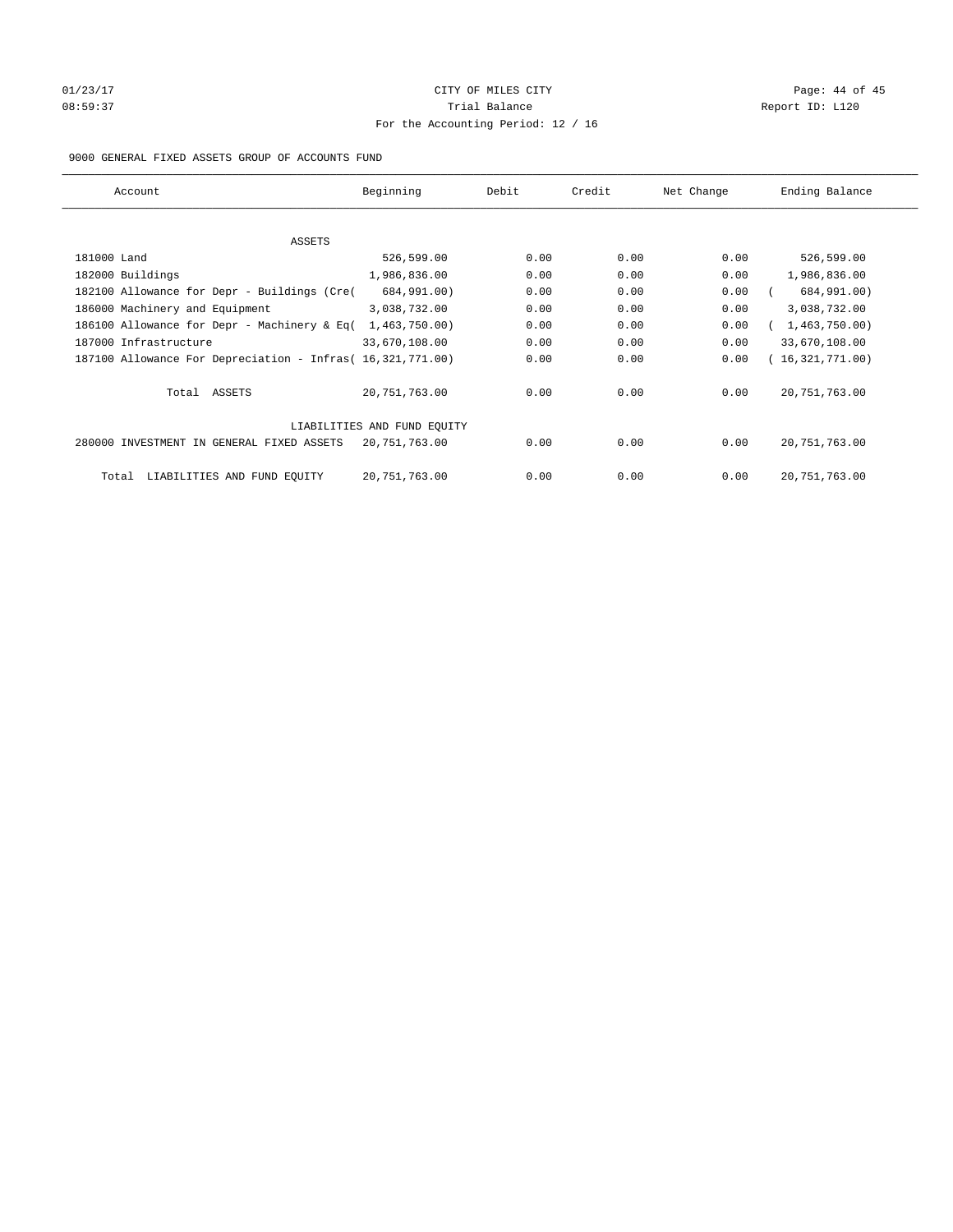01/23/17 CITY OF MILES CITY
08:59:37 Trial Balance Report ID: L120
For the Accounting Period: 12 / 16

9000 GENERAL FIXED ASSETS GROUP OF ACCOUNTS FUND

| Account | Beginning | Debit | Credit | Net Change | Ending Balance |
|---|---|---|---|---|---|
| ASSETS | | | | | |
| 181000 Land | 526,599.00 | 0.00 | 0.00 | 0.00 | 526,599.00 |
| 182000 Buildings | 1,986,836.00 | 0.00 | 0.00 | 0.00 | 1,986,836.00 |
| 182100 Allowance for Depr - Buildings (Cre( | 684,991.00) | 0.00 | 0.00 | 0.00 | ( 684,991.00) |
| 186000 Machinery and Equipment | 3,038,732.00 | 0.00 | 0.00 | 0.00 | 3,038,732.00 |
| 186100 Allowance for Depr - Machinery & Eq( | 1,463,750.00) | 0.00 | 0.00 | 0.00 | ( 1,463,750.00) |
| 187000 Infrastructure | 33,670,108.00 | 0.00 | 0.00 | 0.00 | 33,670,108.00 |
| 187100 Allowance For Depreciation - Infras( | 16,321,771.00) | 0.00 | 0.00 | 0.00 | ( 16,321,771.00) |
| Total ASSETS | 20,751,763.00 | 0.00 | 0.00 | 0.00 | 20,751,763.00 |
| LIABILITIES AND FUND EQUITY | | | | | |
| 280000 INVESTMENT IN GENERAL FIXED ASSETS | 20,751,763.00 | 0.00 | 0.00 | 0.00 | 20,751,763.00 |
| Total LIABILITIES AND FUND EQUITY | 20,751,763.00 | 0.00 | 0.00 | 0.00 | 20,751,763.00 |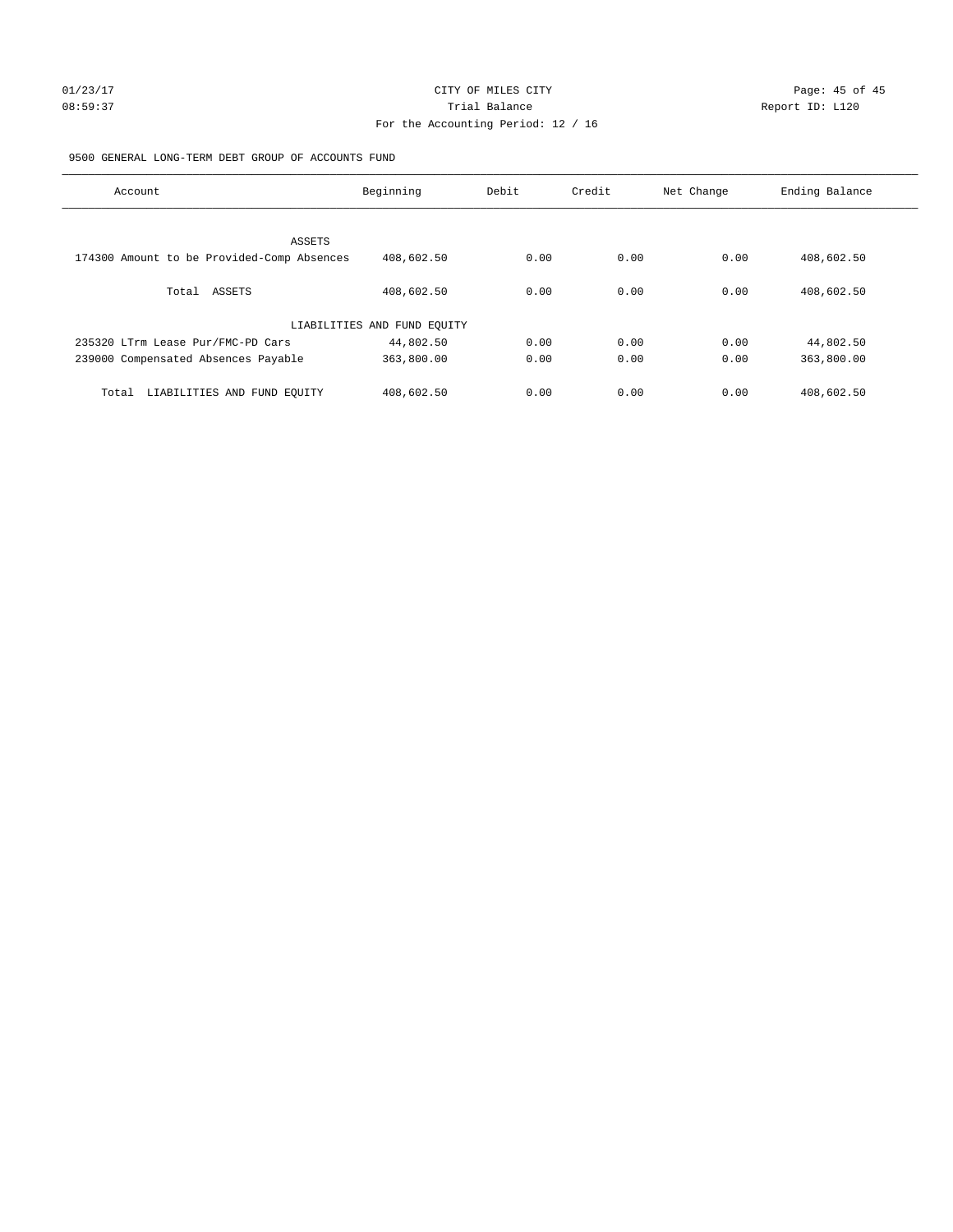CITY OF MILES CITY

Trial Balance

For the Accounting Period: 12 / 16

01/23/17
08:59:37

Report ID: L120

9500 GENERAL LONG-TERM DEBT GROUP OF ACCOUNTS FUND

| Account | Beginning | Debit | Credit | Net Change | Ending Balance |
|---|---|---|---|---|---|
| ASSETS | | | | | |
| 174300 Amount to be Provided-Comp Absences | 408,602.50 | 0.00 | 0.00 | 0.00 | 408,602.50 |
| Total ASSETS | 408,602.50 | 0.00 | 0.00 | 0.00 | 408,602.50 |
| LIABILITIES AND FUND EQUITY | | | | | |
| 235320 LTrm Lease Pur/FMC-PD Cars | 44,802.50 | 0.00 | 0.00 | 0.00 | 44,802.50 |
| 239000 Compensated Absences Payable | 363,800.00 | 0.00 | 0.00 | 0.00 | 363,800.00 |
| Total LIABILITIES AND FUND EQUITY | 408,602.50 | 0.00 | 0.00 | 0.00 | 408,602.50 |